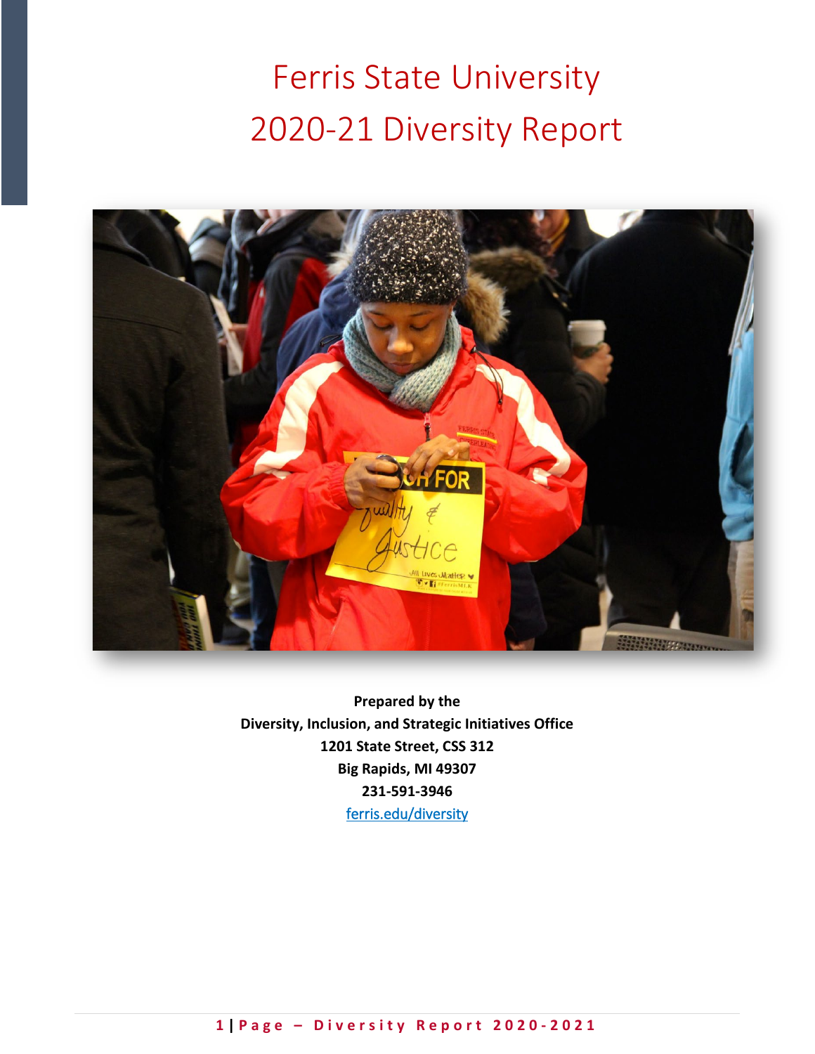# Ferris State University 2020-21 Diversity Report

**Prepared by the**
**Diversity, Inclusion, and Strategic Initiatives Office**
**1201 State Street, CSS 312**
**Big Rapids, MI 49307**
**231-591-3946**
ferris.edu/diversity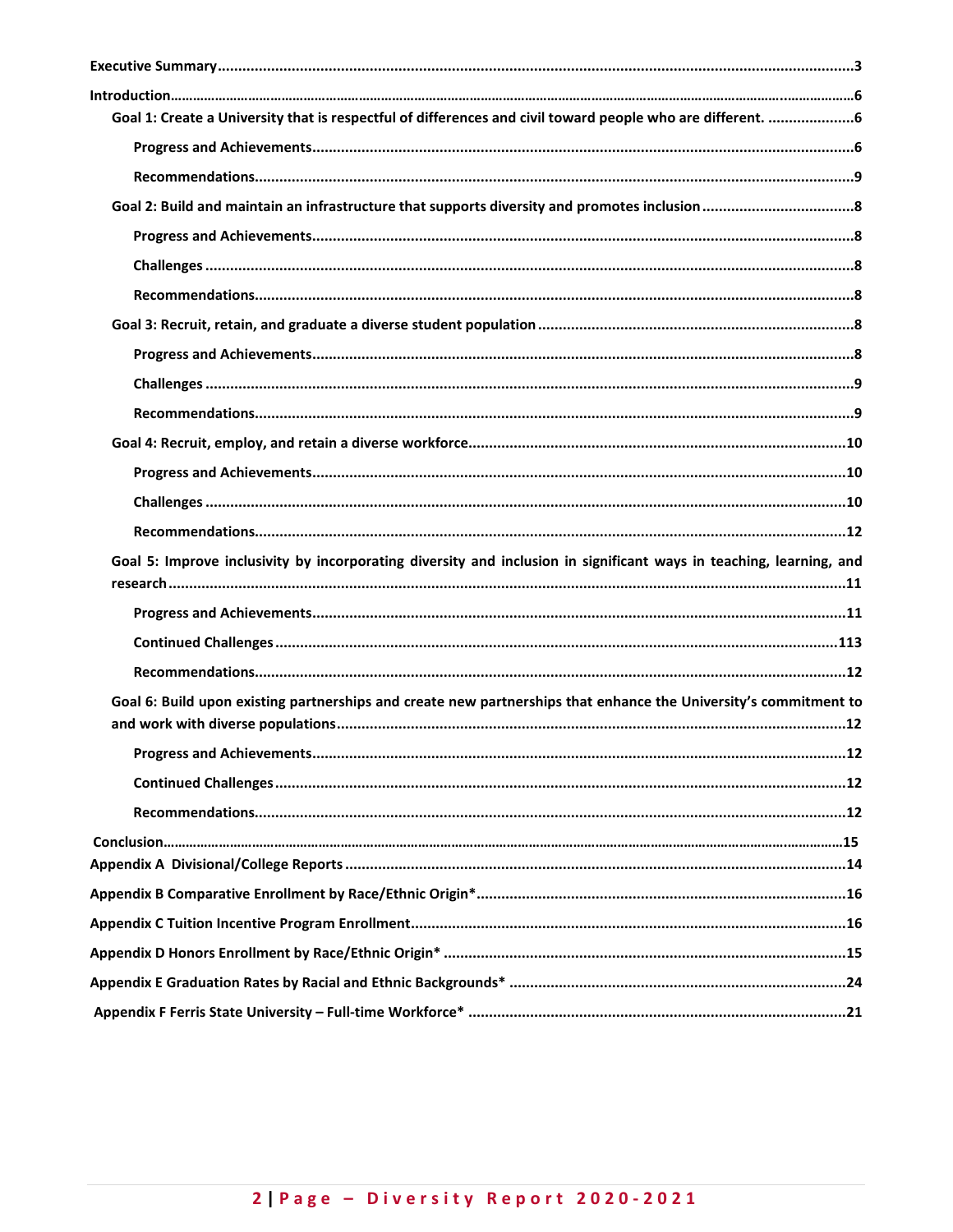**Executive Summary** ........................................................................ 3

**Introduction** ........................................................................ 6

- **Goal 1: Create a University that is respectful of differences and civil toward people who are different.** ........ 6
  - **Progress and Achievements** ........................................................ 6
  - **Recommendations** ........................................................ 9
- **Goal 2: Build and maintain an infrastructure that supports diversity and promotes inclusion** ........ 8
  - **Progress and Achievements** ........................................................ 8
  - **Challenges** ........................................................ 8
  - **Recommendations** ........................................................ 8
- **Goal 3: Recruit, retain, and graduate a diverse student population** ........ 8
  - **Progress and Achievements** ........................................................ 8
  - **Challenges** ........................................................ 9
  - **Recommendations** ........................................................ 9
- **Goal 4: Recruit, employ, and retain a diverse workforce** ........ 10
  - **Progress and Achievements** ........................................................ 10
  - **Challenges** ........................................................ 10
  - **Recommendations** ........................................................ 12
- **Goal 5: Improve inclusivity by incorporating diversity and inclusion in significant ways in teaching, learning, and research** ........ 11
  - **Progress and Achievements** ........................................................ 11
  - **Continued Challenges** ........................................................ 113
  - **Recommendations** ........................................................ 12
- **Goal 6: Build upon existing partnerships and create new partnerships that enhance the University's commitment to and work with diverse populations** ........ 12
  - **Progress and Achievements** ........................................................ 12
  - **Continued Challenges** ........................................................ 12
  - **Recommendations** ........................................................ 12

**Conclusion** ........................................................................ 15

**Appendix A Divisional/College Reports** ........................................................ 14

**Appendix B Comparative Enrollment by Race/Ethnic Origin*** ........................................................ 16

**Appendix C Tuition Incentive Program Enrollment** ........................................................ 16

**Appendix D Honors Enrollment by Race/Ethnic Origin*** ........................................................ 15

**Appendix E Graduation Rates by Racial and Ethnic Backgrounds*** ........................................................ 24

**Appendix F Ferris State University – Full-time Workforce*** ........................................................ 21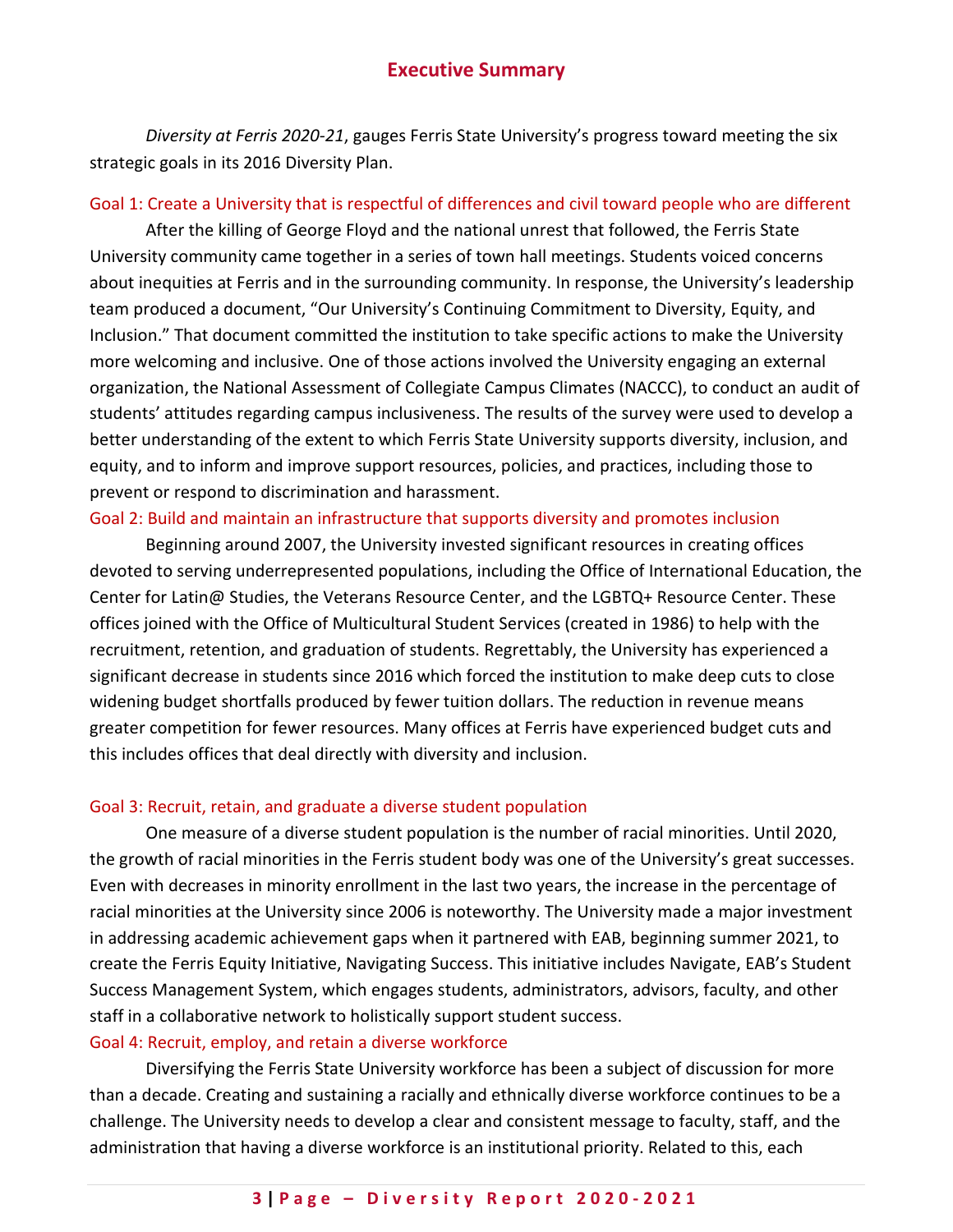# Executive Summary

*Diversity at Ferris 2020-21*, gauges Ferris State University's progress toward meeting the six strategic goals in its 2016 Diversity Plan.

## Goal 1: Create a University that is respectful of differences and civil toward people who are different

After the killing of George Floyd and the national unrest that followed, the Ferris State University community came together in a series of town hall meetings. Students voiced concerns about inequities at Ferris and in the surrounding community. In response, the University's leadership team produced a document, "Our University's Continuing Commitment to Diversity, Equity, and Inclusion." That document committed the institution to take specific actions to make the University more welcoming and inclusive. One of those actions involved the University engaging an external organization, the National Assessment of Collegiate Campus Climates (NACCC), to conduct an audit of students' attitudes regarding campus inclusiveness. The results of the survey were used to develop a better understanding of the extent to which Ferris State University supports diversity, inclusion, and equity, and to inform and improve support resources, policies, and practices, including those to prevent or respond to discrimination and harassment.

## Goal 2: Build and maintain an infrastructure that supports diversity and promotes inclusion

Beginning around 2007, the University invested significant resources in creating offices devoted to serving underrepresented populations, including the Office of International Education, the Center for Latin@ Studies, the Veterans Resource Center, and the LGBTQ+ Resource Center. These offices joined with the Office of Multicultural Student Services (created in 1986) to help with the recruitment, retention, and graduation of students. Regrettably, the University has experienced a significant decrease in students since 2016 which forced the institution to make deep cuts to close widening budget shortfalls produced by fewer tuition dollars. The reduction in revenue means greater competition for fewer resources. Many offices at Ferris have experienced budget cuts and this includes offices that deal directly with diversity and inclusion.

## Goal 3: Recruit, retain, and graduate a diverse student population

One measure of a diverse student population is the number of racial minorities. Until 2020, the growth of racial minorities in the Ferris student body was one of the University's great successes. Even with decreases in minority enrollment in the last two years, the increase in the percentage of racial minorities at the University since 2006 is noteworthy. The University made a major investment in addressing academic achievement gaps when it partnered with EAB, beginning summer 2021, to create the Ferris Equity Initiative, Navigating Success. This initiative includes Navigate, EAB's Student Success Management System, which engages students, administrators, advisors, faculty, and other staff in a collaborative network to holistically support student success.

## Goal 4: Recruit, employ, and retain a diverse workforce

Diversifying the Ferris State University workforce has been a subject of discussion for more than a decade. Creating and sustaining a racially and ethnically diverse workforce continues to be a challenge. The University needs to develop a clear and consistent message to faculty, staff, and the administration that having a diverse workforce is an institutional priority. Related to this, each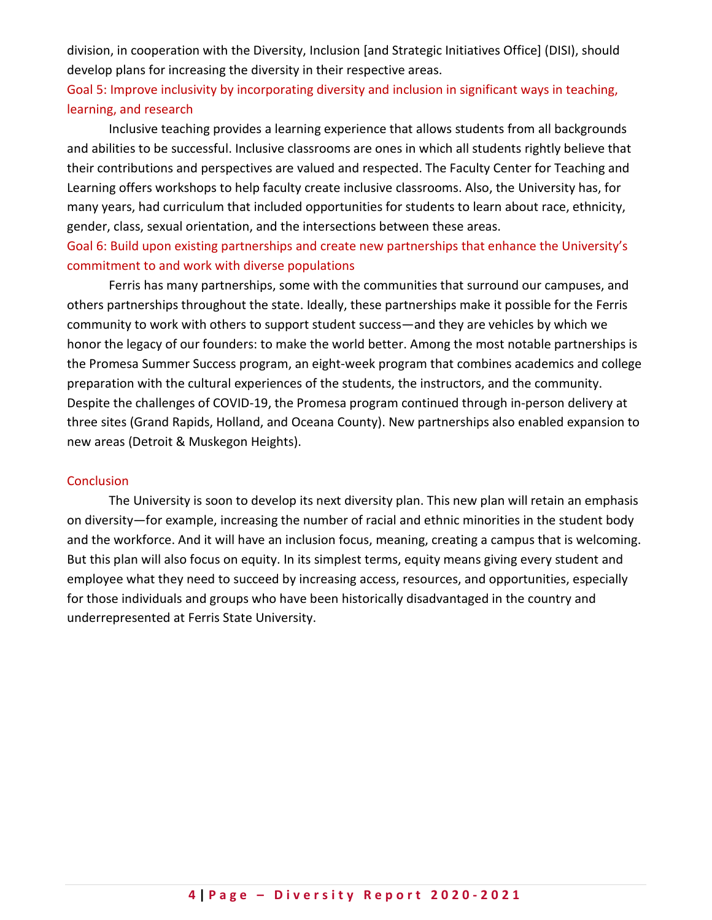division, in cooperation with the Diversity, Inclusion [and Strategic Initiatives Office] (DISI), should develop plans for increasing the diversity in their respective areas.

### Goal 5: Improve inclusivity by incorporating diversity and inclusion in significant ways in teaching, learning, and research

Inclusive teaching provides a learning experience that allows students from all backgrounds and abilities to be successful. Inclusive classrooms are ones in which all students rightly believe that their contributions and perspectives are valued and respected. The Faculty Center for Teaching and Learning offers workshops to help faculty create inclusive classrooms. Also, the University has, for many years, had curriculum that included opportunities for students to learn about race, ethnicity, gender, class, sexual orientation, and the intersections between these areas.

### Goal 6: Build upon existing partnerships and create new partnerships that enhance the University's commitment to and work with diverse populations

Ferris has many partnerships, some with the communities that surround our campuses, and others partnerships throughout the state. Ideally, these partnerships make it possible for the Ferris community to work with others to support student success—and they are vehicles by which we honor the legacy of our founders: to make the world better. Among the most notable partnerships is the Promesa Summer Success program, an eight-week program that combines academics and college preparation with the cultural experiences of the students, the instructors, and the community. Despite the challenges of COVID-19, the Promesa program continued through in-person delivery at three sites (Grand Rapids, Holland, and Oceana County). New partnerships also enabled expansion to new areas (Detroit & Muskegon Heights).

## Conclusion

The University is soon to develop its next diversity plan. This new plan will retain an emphasis on diversity—for example, increasing the number of racial and ethnic minorities in the student body and the workforce. And it will have an inclusion focus, meaning, creating a campus that is welcoming. But this plan will also focus on equity. In its simplest terms, equity means giving every student and employee what they need to succeed by increasing access, resources, and opportunities, especially for those individuals and groups who have been historically disadvantaged in the country and underrepresented at Ferris State University.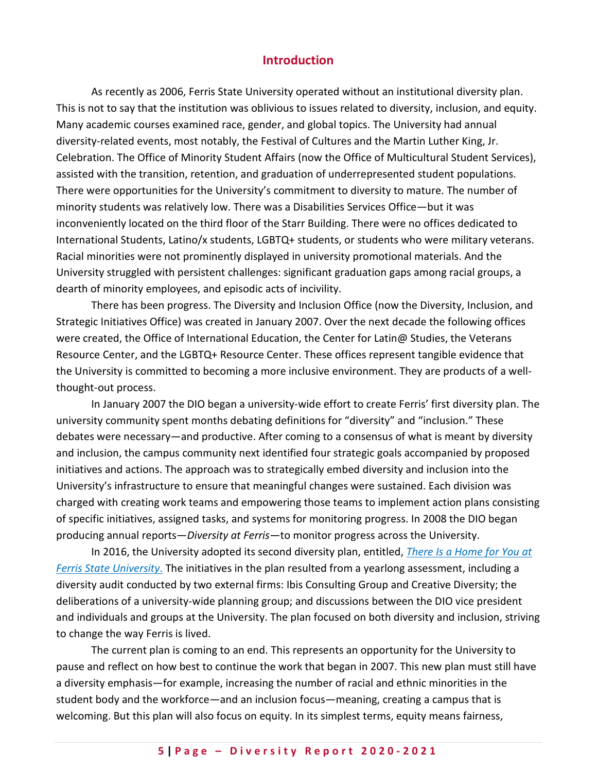# Introduction

As recently as 2006, Ferris State University operated without an institutional diversity plan. This is not to say that the institution was oblivious to issues related to diversity, inclusion, and equity. Many academic courses examined race, gender, and global topics. The University had annual diversity-related events, most notably, the Festival of Cultures and the Martin Luther King, Jr. Celebration. The Office of Minority Student Affairs (now the Office of Multicultural Student Services), assisted with the transition, retention, and graduation of underrepresented student populations. There were opportunities for the University's commitment to diversity to mature. The number of minority students was relatively low. There was a Disabilities Services Office—but it was inconveniently located on the third floor of the Starr Building. There were no offices dedicated to International Students, Latino/x students, LGBTQ+ students, or students who were military veterans. Racial minorities were not prominently displayed in university promotional materials. And the University struggled with persistent challenges: significant graduation gaps among racial groups, a dearth of minority employees, and episodic acts of incivility.

There has been progress. The Diversity and Inclusion Office (now the Diversity, Inclusion, and Strategic Initiatives Office) was created in January 2007. Over the next decade the following offices were created, the Office of International Education, the Center for Latin@ Studies, the Veterans Resource Center, and the LGBTQ+ Resource Center. These offices represent tangible evidence that the University is committed to becoming a more inclusive environment. They are products of a well-thought-out process.

In January 2007 the DIO began a university-wide effort to create Ferris' first diversity plan. The university community spent months debating definitions for "diversity" and "inclusion." These debates were necessary—and productive. After coming to a consensus of what is meant by diversity and inclusion, the campus community next identified four strategic goals accompanied by proposed initiatives and actions. The approach was to strategically embed diversity and inclusion into the University's infrastructure to ensure that meaningful changes were sustained. Each division was charged with creating work teams and empowering those teams to implement action plans consisting of specific initiatives, assigned tasks, and systems for monitoring progress. In 2008 the DIO began producing annual reports—*Diversity at Ferris*—to monitor progress across the University.

In 2016, the University adopted its second diversity plan, entitled, *There Is a Home for You at Ferris State University*. The initiatives in the plan resulted from a yearlong assessment, including a diversity audit conducted by two external firms: Ibis Consulting Group and Creative Diversity; the deliberations of a university-wide planning group; and discussions between the DIO vice president and individuals and groups at the University. The plan focused on both diversity and inclusion, striving to change the way Ferris is lived.

The current plan is coming to an end. This represents an opportunity for the University to pause and reflect on how best to continue the work that began in 2007. This new plan must still have a diversity emphasis—for example, increasing the number of racial and ethnic minorities in the student body and the workforce—and an inclusion focus—meaning, creating a campus that is welcoming. But this plan will also focus on equity. In its simplest terms, equity means fairness,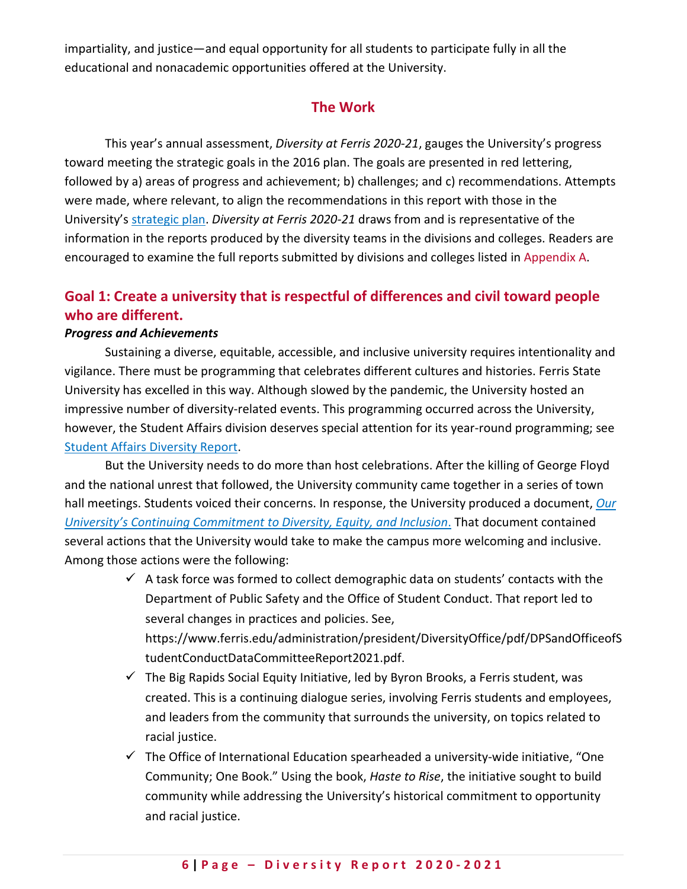impartiality, and justice—and equal opportunity for all students to participate fully in all the educational and nonacademic opportunities offered at the University.

## The Work

This year's annual assessment, *Diversity at Ferris 2020-21*, gauges the University's progress toward meeting the strategic goals in the 2016 plan. The goals are presented in red lettering, followed by a) areas of progress and achievement; b) challenges; and c) recommendations. Attempts were made, where relevant, to align the recommendations in this report with those in the University's strategic plan. *Diversity at Ferris 2020-21* draws from and is representative of the information in the reports produced by the diversity teams in the divisions and colleges. Readers are encouraged to examine the full reports submitted by divisions and colleges listed in Appendix A.

## Goal 1: Create a university that is respectful of differences and civil toward people who are different.

***Progress and Achievements***

Sustaining a diverse, equitable, accessible, and inclusive university requires intentionality and vigilance. There must be programming that celebrates different cultures and histories. Ferris State University has excelled in this way. Although slowed by the pandemic, the University hosted an impressive number of diversity-related events. This programming occurred across the University, however, the Student Affairs division deserves special attention for its year-round programming; see Student Affairs Diversity Report.

But the University needs to do more than host celebrations. After the killing of George Floyd and the national unrest that followed, the University community came together in a series of town hall meetings. Students voiced their concerns. In response, the University produced a document, *Our University's Continuing Commitment to Diversity, Equity, and Inclusion*. That document contained several actions that the University would take to make the campus more welcoming and inclusive. Among those actions were the following:

- ✓ A task force was formed to collect demographic data on students' contacts with the Department of Public Safety and the Office of Student Conduct. That report led to several changes in practices and policies. See, https://www.ferris.edu/administration/president/DiversityOffice/pdf/DPSandOfficeofStudentConductDataCommitteeReport2021.pdf.
- ✓ The Big Rapids Social Equity Initiative, led by Byron Brooks, a Ferris student, was created. This is a continuing dialogue series, involving Ferris students and employees, and leaders from the community that surrounds the university, on topics related to racial justice.
- ✓ The Office of International Education spearheaded a university-wide initiative, "One Community; One Book." Using the book, *Haste to Rise*, the initiative sought to build community while addressing the University's historical commitment to opportunity and racial justice.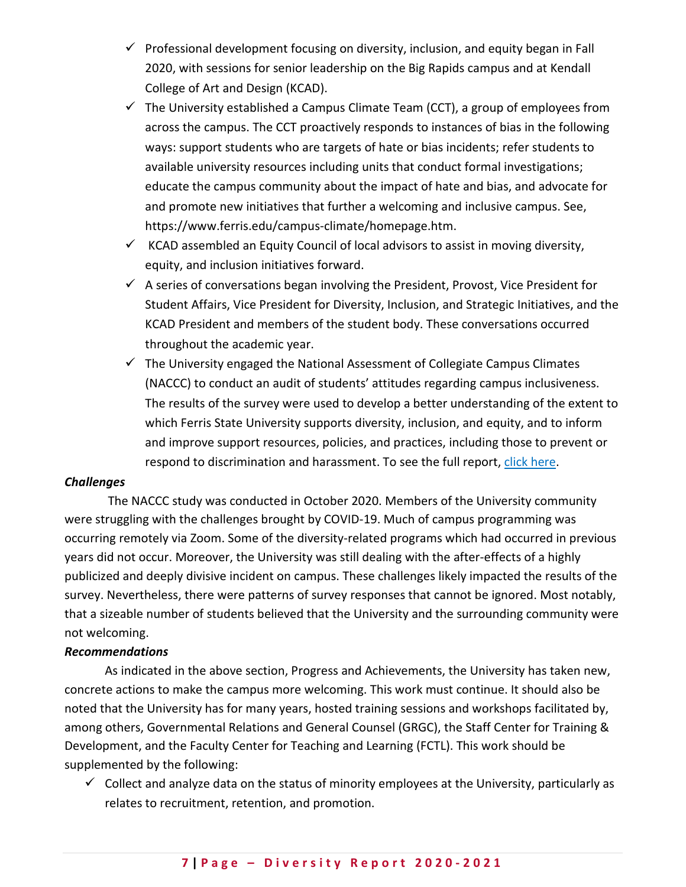- ✓ Professional development focusing on diversity, inclusion, and equity began in Fall 2020, with sessions for senior leadership on the Big Rapids campus and at Kendall College of Art and Design (KCAD).
- ✓ The University established a Campus Climate Team (CCT), a group of employees from across the campus. The CCT proactively responds to instances of bias in the following ways: support students who are targets of hate or bias incidents; refer students to available university resources including units that conduct formal investigations; educate the campus community about the impact of hate and bias, and advocate for and promote new initiatives that further a welcoming and inclusive campus. See, https://www.ferris.edu/campus-climate/homepage.htm.
- ✓ KCAD assembled an Equity Council of local advisors to assist in moving diversity, equity, and inclusion initiatives forward.
- ✓ A series of conversations began involving the President, Provost, Vice President for Student Affairs, Vice President for Diversity, Inclusion, and Strategic Initiatives, and the KCAD President and members of the student body. These conversations occurred throughout the academic year.
- ✓ The University engaged the National Assessment of Collegiate Campus Climates (NACCC) to conduct an audit of students' attitudes regarding campus inclusiveness. The results of the survey were used to develop a better understanding of the extent to which Ferris State University supports diversity, inclusion, and equity, and to inform and improve support resources, policies, and practices, including those to prevent or respond to discrimination and harassment. To see the full report, click here.

***Challenges***

The NACCC study was conducted in October 2020. Members of the University community were struggling with the challenges brought by COVID-19. Much of campus programming was occurring remotely via Zoom. Some of the diversity-related programs which had occurred in previous years did not occur. Moreover, the University was still dealing with the after-effects of a highly publicized and deeply divisive incident on campus. These challenges likely impacted the results of the survey. Nevertheless, there were patterns of survey responses that cannot be ignored. Most notably, that a sizeable number of students believed that the University and the surrounding community were not welcoming.

***Recommendations***

As indicated in the above section, Progress and Achievements, the University has taken new, concrete actions to make the campus more welcoming. This work must continue. It should also be noted that the University has for many years, hosted training sessions and workshops facilitated by, among others, Governmental Relations and General Counsel (GRGC), the Staff Center for Training & Development, and the Faculty Center for Teaching and Learning (FCTL). This work should be supplemented by the following:

- ✓ Collect and analyze data on the status of minority employees at the University, particularly as relates to recruitment, retention, and promotion.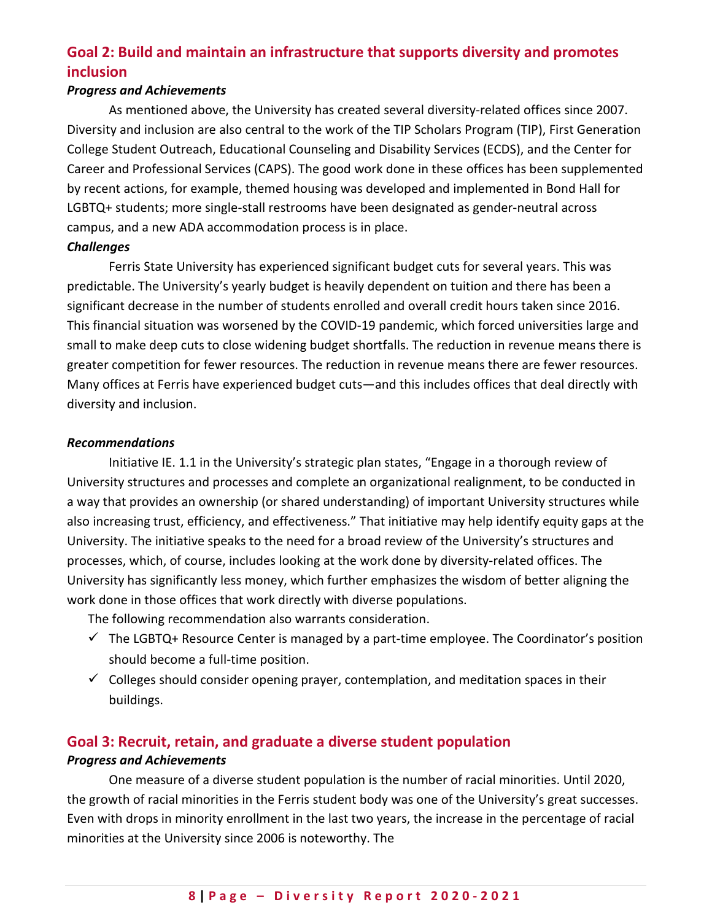## Goal 2: Build and maintain an infrastructure that supports diversity and promotes inclusion

***Progress and Achievements***

As mentioned above, the University has created several diversity-related offices since 2007. Diversity and inclusion are also central to the work of the TIP Scholars Program (TIP), First Generation College Student Outreach, Educational Counseling and Disability Services (ECDS), and the Center for Career and Professional Services (CAPS). The good work done in these offices has been supplemented by recent actions, for example, themed housing was developed and implemented in Bond Hall for LGBTQ+ students; more single-stall restrooms have been designated as gender-neutral across campus, and a new ADA accommodation process is in place.

***Challenges***

Ferris State University has experienced significant budget cuts for several years. This was predictable. The University's yearly budget is heavily dependent on tuition and there has been a significant decrease in the number of students enrolled and overall credit hours taken since 2016. This financial situation was worsened by the COVID-19 pandemic, which forced universities large and small to make deep cuts to close widening budget shortfalls. The reduction in revenue means there is greater competition for fewer resources. The reduction in revenue means there are fewer resources. Many offices at Ferris have experienced budget cuts—and this includes offices that deal directly with diversity and inclusion.

***Recommendations***

Initiative IE. 1.1 in the University's strategic plan states, "Engage in a thorough review of University structures and processes and complete an organizational realignment, to be conducted in a way that provides an ownership (or shared understanding) of important University structures while also increasing trust, efficiency, and effectiveness." That initiative may help identify equity gaps at the University. The initiative speaks to the need for a broad review of the University's structures and processes, which, of course, includes looking at the work done by diversity-related offices. The University has significantly less money, which further emphasizes the wisdom of better aligning the work done in those offices that work directly with diverse populations.

The following recommendation also warrants consideration.

- ✓ The LGBTQ+ Resource Center is managed by a part-time employee. The Coordinator's position should become a full-time position.
- ✓ Colleges should consider opening prayer, contemplation, and meditation spaces in their buildings.

## Goal 3: Recruit, retain, and graduate a diverse student population

***Progress and Achievements***

One measure of a diverse student population is the number of racial minorities. Until 2020, the growth of racial minorities in the Ferris student body was one of the University's great successes. Even with drops in minority enrollment in the last two years, the increase in the percentage of racial minorities at the University since 2006 is noteworthy. The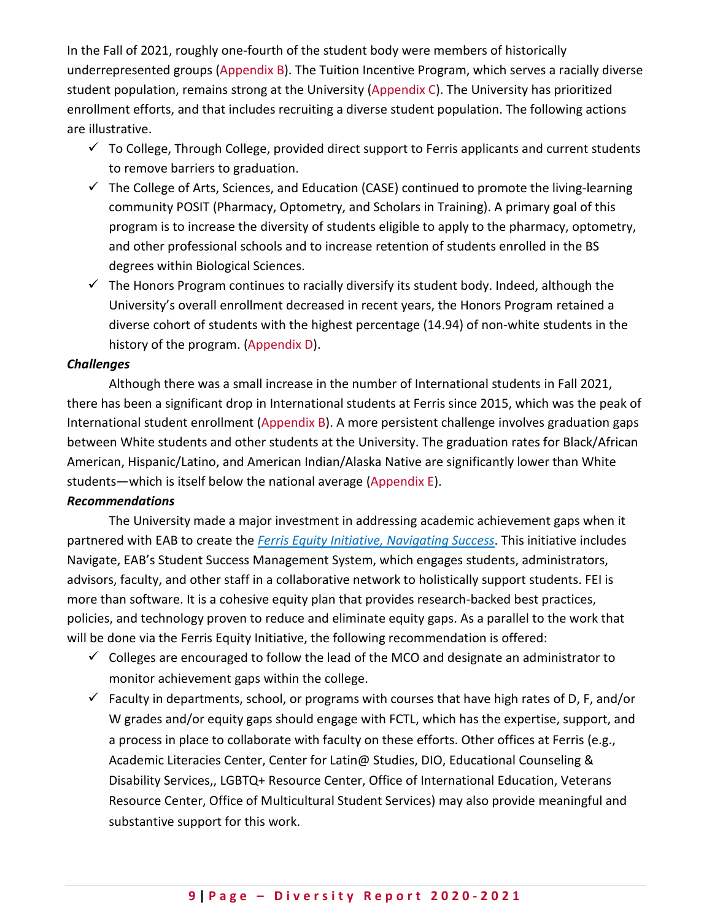In the Fall of 2021, roughly one-fourth of the student body were members of historically underrepresented groups (Appendix B). The Tuition Incentive Program, which serves a racially diverse student population, remains strong at the University (Appendix C). The University has prioritized enrollment efforts, and that includes recruiting a diverse student population. The following actions are illustrative.

- ✓ To College, Through College, provided direct support to Ferris applicants and current students to remove barriers to graduation.
- ✓ The College of Arts, Sciences, and Education (CASE) continued to promote the living-learning community POSIT (Pharmacy, Optometry, and Scholars in Training). A primary goal of this program is to increase the diversity of students eligible to apply to the pharmacy, optometry, and other professional schools and to increase retention of students enrolled in the BS degrees within Biological Sciences.
- ✓ The Honors Program continues to racially diversify its student body. Indeed, although the University's overall enrollment decreased in recent years, the Honors Program retained a diverse cohort of students with the highest percentage (14.94) of non-white students in the history of the program. (Appendix D).

***Challenges***

Although there was a small increase in the number of International students in Fall 2021, there has been a significant drop in International students at Ferris since 2015, which was the peak of International student enrollment (Appendix B). A more persistent challenge involves graduation gaps between White students and other students at the University. The graduation rates for Black/African American, Hispanic/Latino, and American Indian/Alaska Native are significantly lower than White students—which is itself below the national average (Appendix E).

***Recommendations***

The University made a major investment in addressing academic achievement gaps when it partnered with EAB to create the *Ferris Equity Initiative, Navigating Success*. This initiative includes Navigate, EAB's Student Success Management System, which engages students, administrators, advisors, faculty, and other staff in a collaborative network to holistically support students. FEI is more than software. It is a cohesive equity plan that provides research-backed best practices, policies, and technology proven to reduce and eliminate equity gaps. As a parallel to the work that will be done via the Ferris Equity Initiative, the following recommendation is offered:

- ✓ Colleges are encouraged to follow the lead of the MCO and designate an administrator to monitor achievement gaps within the college.
- ✓ Faculty in departments, school, or programs with courses that have high rates of D, F, and/or W grades and/or equity gaps should engage with FCTL, which has the expertise, support, and a process in place to collaborate with faculty on these efforts. Other offices at Ferris (e.g., Academic Literacies Center, Center for Latin@ Studies, DIO, Educational Counseling & Disability Services,, LGBTQ+ Resource Center, Office of International Education, Veterans Resource Center, Office of Multicultural Student Services) may also provide meaningful and substantive support for this work.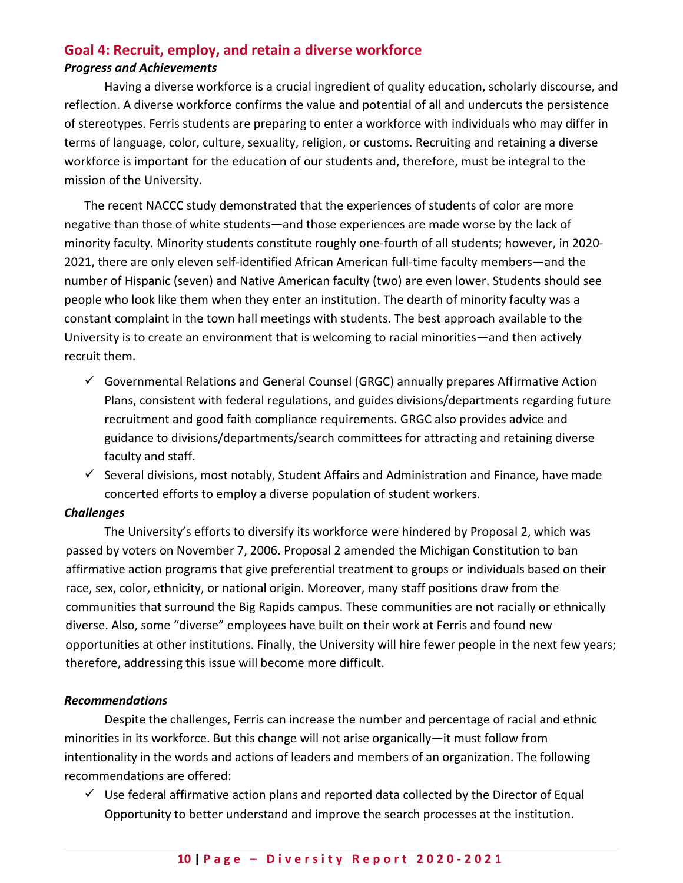## Goal 4: Recruit, employ, and retain a diverse workforce

### *Progress and Achievements*

Having a diverse workforce is a crucial ingredient of quality education, scholarly discourse, and reflection. A diverse workforce confirms the value and potential of all and undercuts the persistence of stereotypes. Ferris students are preparing to enter a workforce with individuals who may differ in terms of language, color, culture, sexuality, religion, or customs. Recruiting and retaining a diverse workforce is important for the education of our students and, therefore, must be integral to the mission of the University.

The recent NACCC study demonstrated that the experiences of students of color are more negative than those of white students—and those experiences are made worse by the lack of minority faculty. Minority students constitute roughly one-fourth of all students; however, in 2020-2021, there are only eleven self-identified African American full-time faculty members—and the number of Hispanic (seven) and Native American faculty (two) are even lower. Students should see people who look like them when they enter an institution. The dearth of minority faculty was a constant complaint in the town hall meetings with students. The best approach available to the University is to create an environment that is welcoming to racial minorities—and then actively recruit them.

- ✓ Governmental Relations and General Counsel (GRGC) annually prepares Affirmative Action Plans, consistent with federal regulations, and guides divisions/departments regarding future recruitment and good faith compliance requirements. GRGC also provides advice and guidance to divisions/departments/search committees for attracting and retaining diverse faculty and staff.
- ✓ Several divisions, most notably, Student Affairs and Administration and Finance, have made concerted efforts to employ a diverse population of student workers.

### *Challenges*

The University's efforts to diversify its workforce were hindered by Proposal 2, which was passed by voters on November 7, 2006. Proposal 2 amended the Michigan Constitution to ban affirmative action programs that give preferential treatment to groups or individuals based on their race, sex, color, ethnicity, or national origin. Moreover, many staff positions draw from the communities that surround the Big Rapids campus. These communities are not racially or ethnically diverse. Also, some "diverse" employees have built on their work at Ferris and found new opportunities at other institutions. Finally, the University will hire fewer people in the next few years; therefore, addressing this issue will become more difficult.

### *Recommendations*

Despite the challenges, Ferris can increase the number and percentage of racial and ethnic minorities in its workforce. But this change will not arise organically—it must follow from intentionality in the words and actions of leaders and members of an organization. The following recommendations are offered:

- ✓ Use federal affirmative action plans and reported data collected by the Director of Equal Opportunity to better understand and improve the search processes at the institution.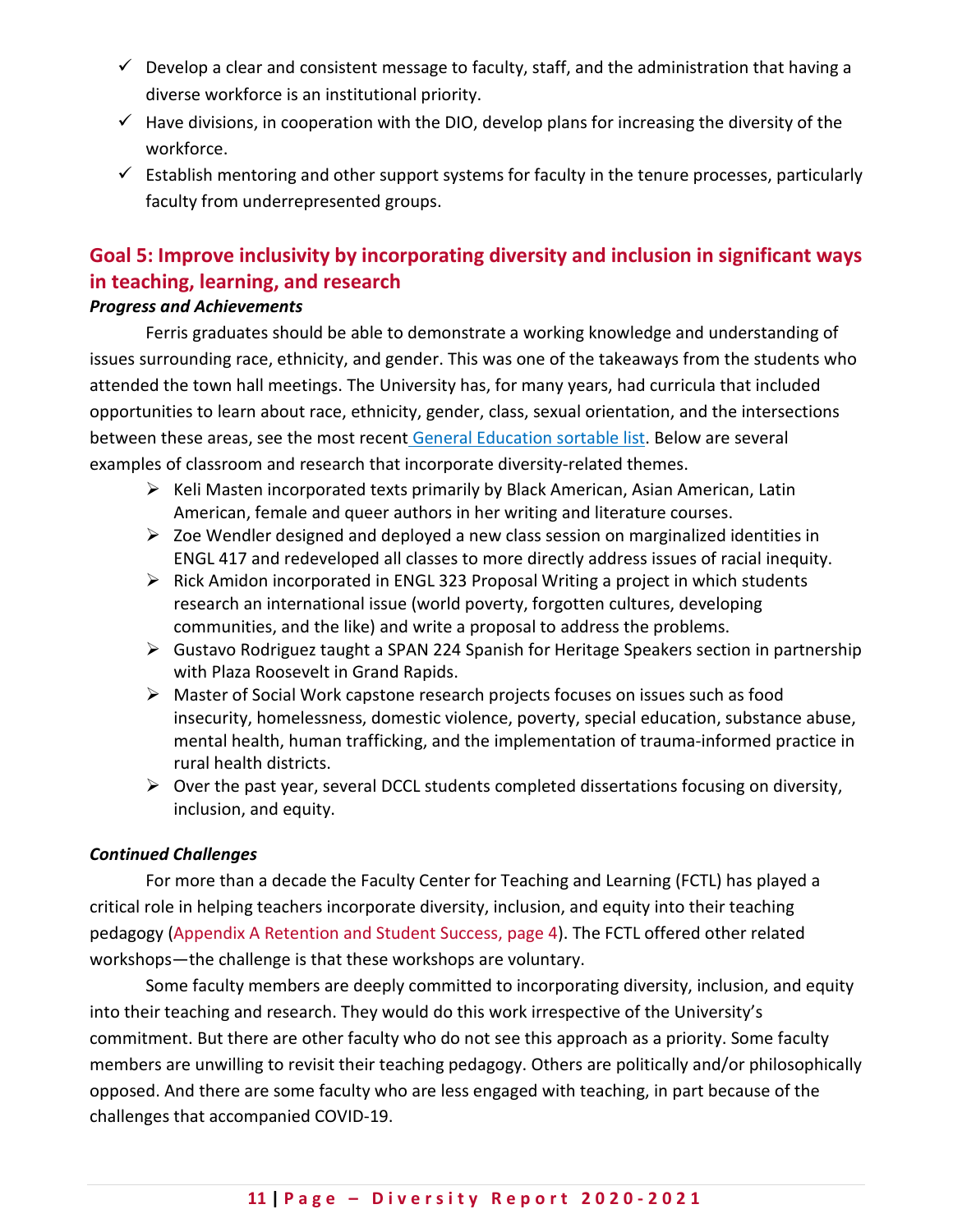- ✓ Develop a clear and consistent message to faculty, staff, and the administration that having a diverse workforce is an institutional priority.
- ✓ Have divisions, in cooperation with the DIO, develop plans for increasing the diversity of the workforce.
- ✓ Establish mentoring and other support systems for faculty in the tenure processes, particularly faculty from underrepresented groups.

## Goal 5: Improve inclusivity by incorporating diversity and inclusion in significant ways in teaching, learning, and research

***Progress and Achievements***

Ferris graduates should be able to demonstrate a working knowledge and understanding of issues surrounding race, ethnicity, and gender. This was one of the takeaways from the students who attended the town hall meetings. The University has, for many years, had curricula that included opportunities to learn about race, ethnicity, gender, class, sexual orientation, and the intersections between these areas, see the most recent General Education sortable list. Below are several examples of classroom and research that incorporate diversity-related themes.

- Keli Masten incorporated texts primarily by Black American, Asian American, Latin American, female and queer authors in her writing and literature courses.
- Zoe Wendler designed and deployed a new class session on marginalized identities in ENGL 417 and redeveloped all classes to more directly address issues of racial inequity.
- Rick Amidon incorporated in ENGL 323 Proposal Writing a project in which students research an international issue (world poverty, forgotten cultures, developing communities, and the like) and write a proposal to address the problems.
- Gustavo Rodriguez taught a SPAN 224 Spanish for Heritage Speakers section in partnership with Plaza Roosevelt in Grand Rapids.
- Master of Social Work capstone research projects focuses on issues such as food insecurity, homelessness, domestic violence, poverty, special education, substance abuse, mental health, human trafficking, and the implementation of trauma-informed practice in rural health districts.
- Over the past year, several DCCL students completed dissertations focusing on diversity, inclusion, and equity.

***Continued Challenges***

For more than a decade the Faculty Center for Teaching and Learning (FCTL) has played a critical role in helping teachers incorporate diversity, inclusion, and equity into their teaching pedagogy (Appendix A Retention and Student Success, page 4). The FCTL offered other related workshops—the challenge is that these workshops are voluntary.

Some faculty members are deeply committed to incorporating diversity, inclusion, and equity into their teaching and research. They would do this work irrespective of the University's commitment. But there are other faculty who do not see this approach as a priority. Some faculty members are unwilling to revisit their teaching pedagogy. Others are politically and/or philosophically opposed. And there are some faculty who are less engaged with teaching, in part because of the challenges that accompanied COVID-19.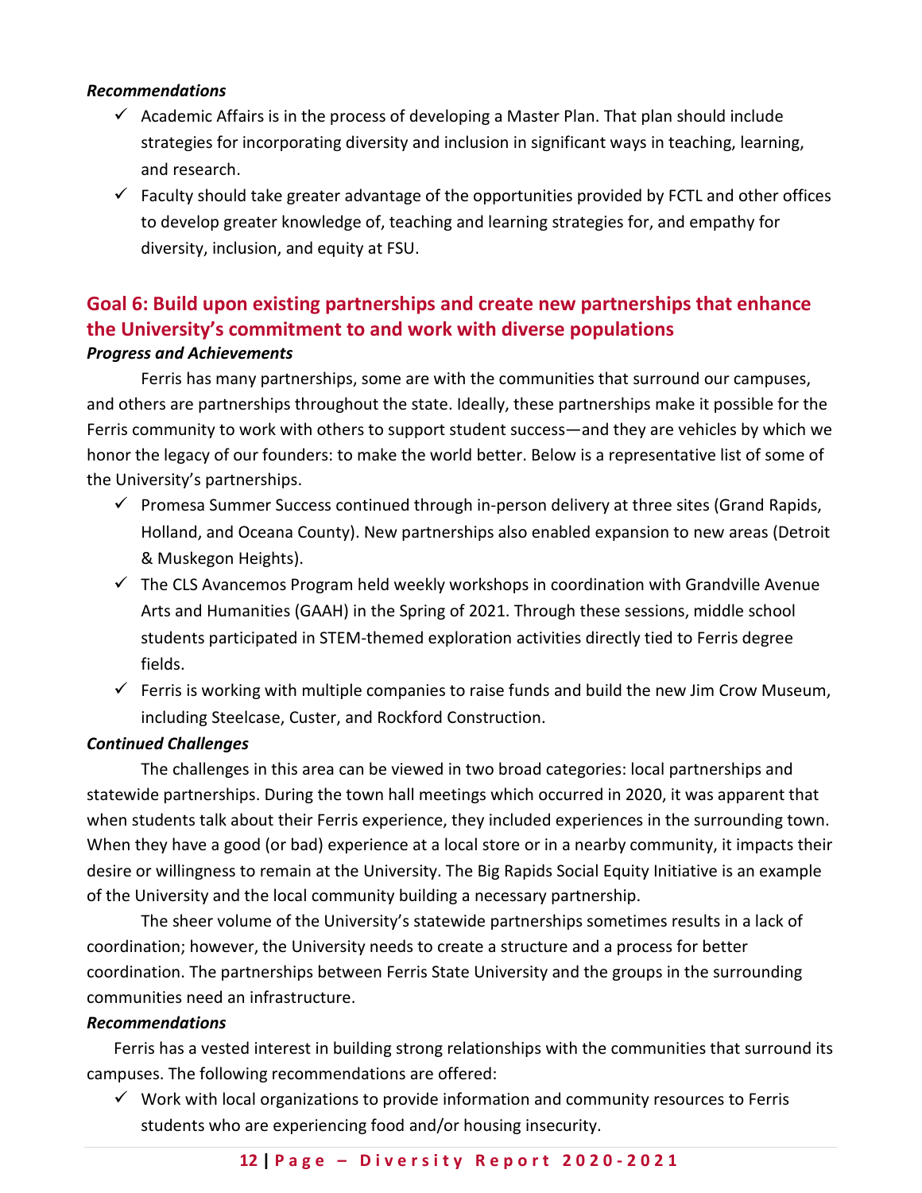***Recommendations***

- ✓ Academic Affairs is in the process of developing a Master Plan. That plan should include strategies for incorporating diversity and inclusion in significant ways in teaching, learning, and research.
- ✓ Faculty should take greater advantage of the opportunities provided by FCTL and other offices to develop greater knowledge of, teaching and learning strategies for, and empathy for diversity, inclusion, and equity at FSU.

## Goal 6: Build upon existing partnerships and create new partnerships that enhance the University's commitment to and work with diverse populations

***Progress and Achievements***

Ferris has many partnerships, some are with the communities that surround our campuses, and others are partnerships throughout the state. Ideally, these partnerships make it possible for the Ferris community to work with others to support student success—and they are vehicles by which we honor the legacy of our founders: to make the world better. Below is a representative list of some of the University's partnerships.

- ✓ Promesa Summer Success continued through in-person delivery at three sites (Grand Rapids, Holland, and Oceana County). New partnerships also enabled expansion to new areas (Detroit & Muskegon Heights).
- ✓ The CLS Avancemos Program held weekly workshops in coordination with Grandville Avenue Arts and Humanities (GAAH) in the Spring of 2021. Through these sessions, middle school students participated in STEM-themed exploration activities directly tied to Ferris degree fields.
- ✓ Ferris is working with multiple companies to raise funds and build the new Jim Crow Museum, including Steelcase, Custer, and Rockford Construction.

***Continued Challenges***

The challenges in this area can be viewed in two broad categories: local partnerships and statewide partnerships. During the town hall meetings which occurred in 2020, it was apparent that when students talk about their Ferris experience, they included experiences in the surrounding town. When they have a good (or bad) experience at a local store or in a nearby community, it impacts their desire or willingness to remain at the University. The Big Rapids Social Equity Initiative is an example of the University and the local community building a necessary partnership.

The sheer volume of the University's statewide partnerships sometimes results in a lack of coordination; however, the University needs to create a structure and a process for better coordination. The partnerships between Ferris State University and the groups in the surrounding communities need an infrastructure.

***Recommendations***

Ferris has a vested interest in building strong relationships with the communities that surround its campuses. The following recommendations are offered:

- ✓ Work with local organizations to provide information and community resources to Ferris students who are experiencing food and/or housing insecurity.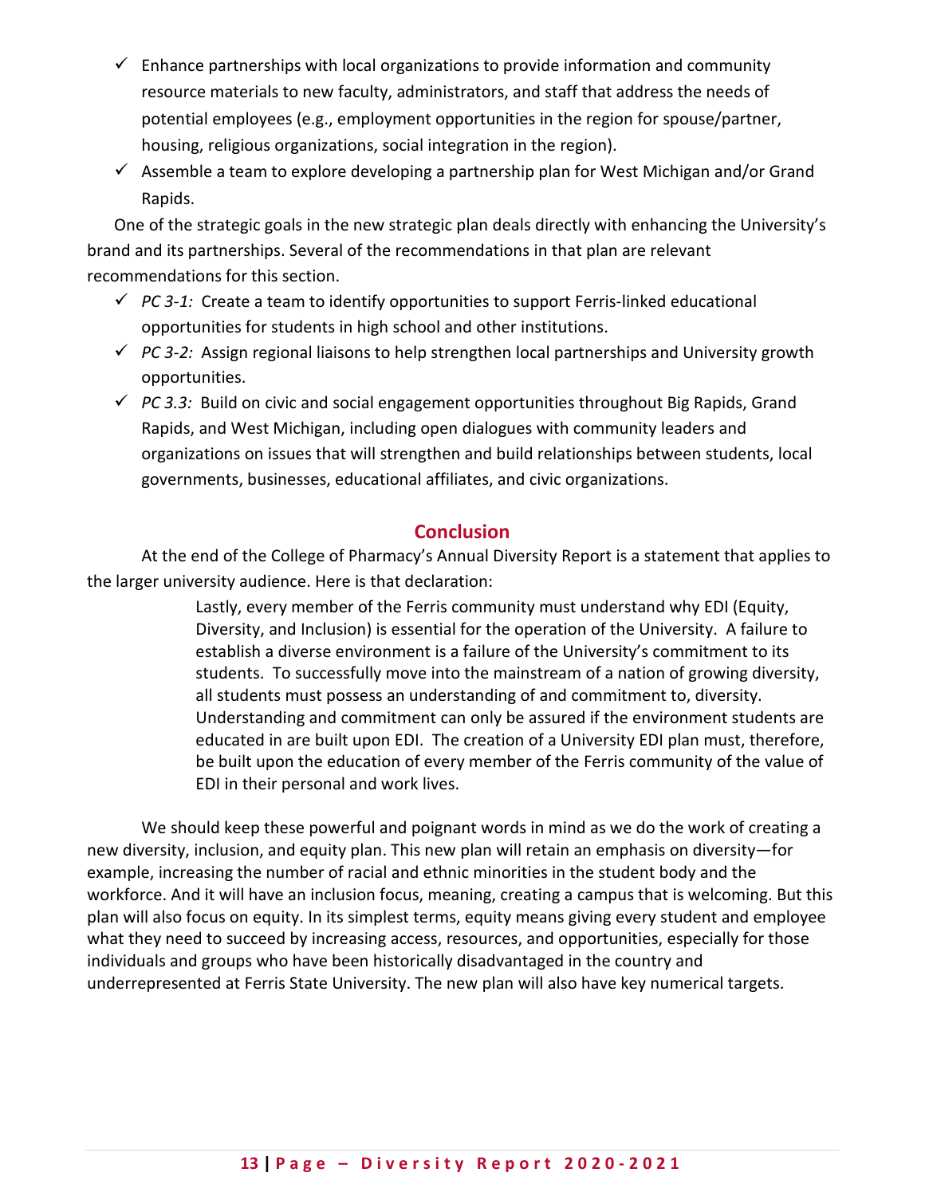- ✓ Enhance partnerships with local organizations to provide information and community resource materials to new faculty, administrators, and staff that address the needs of potential employees (e.g., employment opportunities in the region for spouse/partner, housing, religious organizations, social integration in the region).
- ✓ Assemble a team to explore developing a partnership plan for West Michigan and/or Grand Rapids.

One of the strategic goals in the new strategic plan deals directly with enhancing the University's brand and its partnerships. Several of the recommendations in that plan are relevant recommendations for this section.

- ✓ *PC 3-1:* Create a team to identify opportunities to support Ferris-linked educational opportunities for students in high school and other institutions.
- ✓ *PC 3-2:* Assign regional liaisons to help strengthen local partnerships and University growth opportunities.
- ✓ *PC 3.3:* Build on civic and social engagement opportunities throughout Big Rapids, Grand Rapids, and West Michigan, including open dialogues with community leaders and organizations on issues that will strengthen and build relationships between students, local governments, businesses, educational affiliates, and civic organizations.

## Conclusion

At the end of the College of Pharmacy's Annual Diversity Report is a statement that applies to the larger university audience. Here is that declaration:

> Lastly, every member of the Ferris community must understand why EDI (Equity, Diversity, and Inclusion) is essential for the operation of the University. A failure to establish a diverse environment is a failure of the University's commitment to its students. To successfully move into the mainstream of a nation of growing diversity, all students must possess an understanding of and commitment to, diversity. Understanding and commitment can only be assured if the environment students are educated in are built upon EDI. The creation of a University EDI plan must, therefore, be built upon the education of every member of the Ferris community of the value of EDI in their personal and work lives.

We should keep these powerful and poignant words in mind as we do the work of creating a new diversity, inclusion, and equity plan. This new plan will retain an emphasis on diversity—for example, increasing the number of racial and ethnic minorities in the student body and the workforce. And it will have an inclusion focus, meaning, creating a campus that is welcoming. But this plan will also focus on equity. In its simplest terms, equity means giving every student and employee what they need to succeed by increasing access, resources, and opportunities, especially for those individuals and groups who have been historically disadvantaged in the country and underrepresented at Ferris State University. The new plan will also have key numerical targets.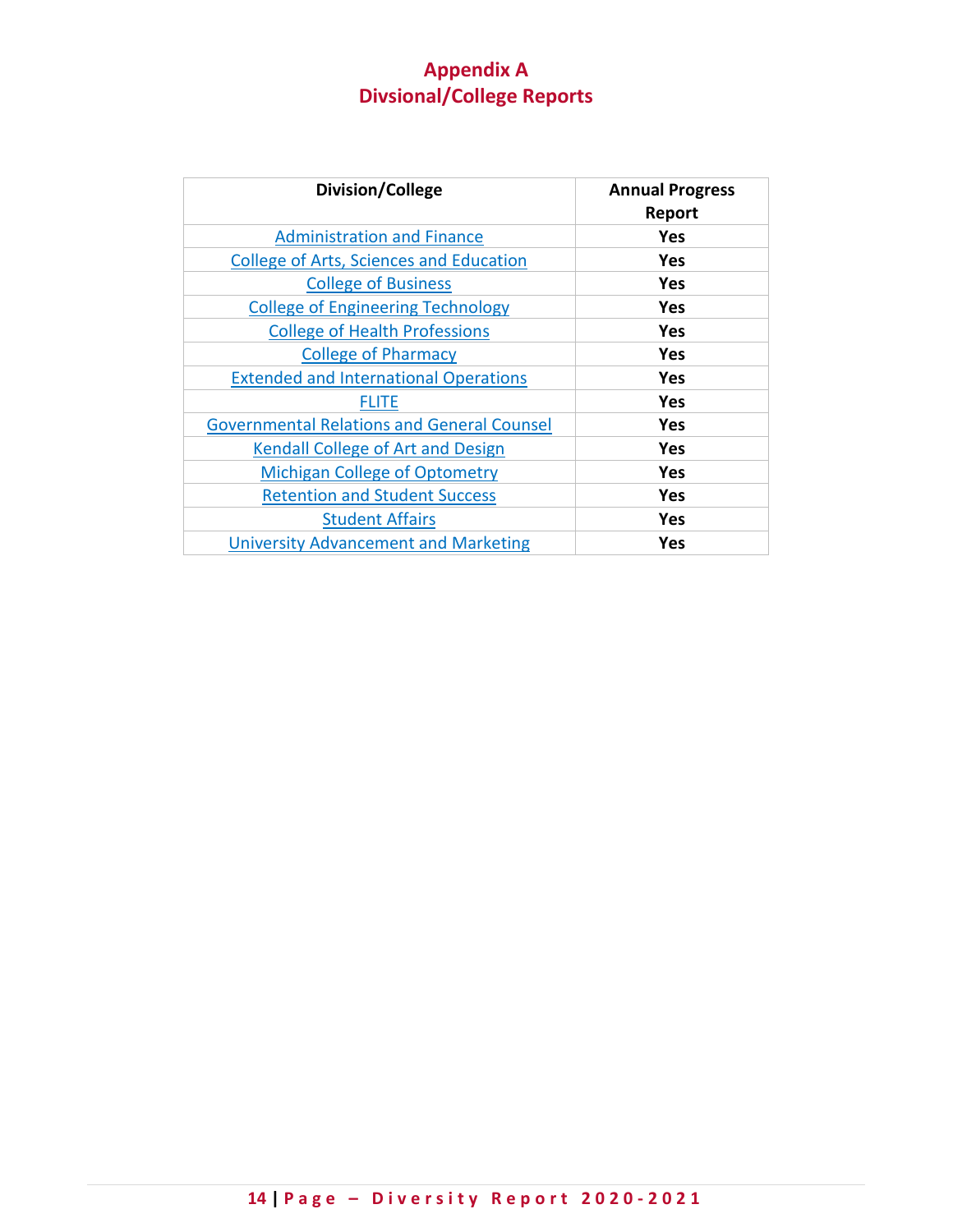# Appendix A
# Divsional/College Reports

| Division/College | Annual Progress Report |
|---|---|
| Administration and Finance | **Yes** |
| College of Arts, Sciences and Education | **Yes** |
| College of Business | **Yes** |
| College of Engineering Technology | **Yes** |
| College of Health Professions | **Yes** |
| College of Pharmacy | **Yes** |
| Extended and International Operations | **Yes** |
| FLITE | **Yes** |
| Governmental Relations and General Counsel | **Yes** |
| Kendall College of Art and Design | **Yes** |
| Michigan College of Optometry | **Yes** |
| Retention and Student Success | **Yes** |
| Student Affairs | **Yes** |
| University Advancement and Marketing | **Yes** |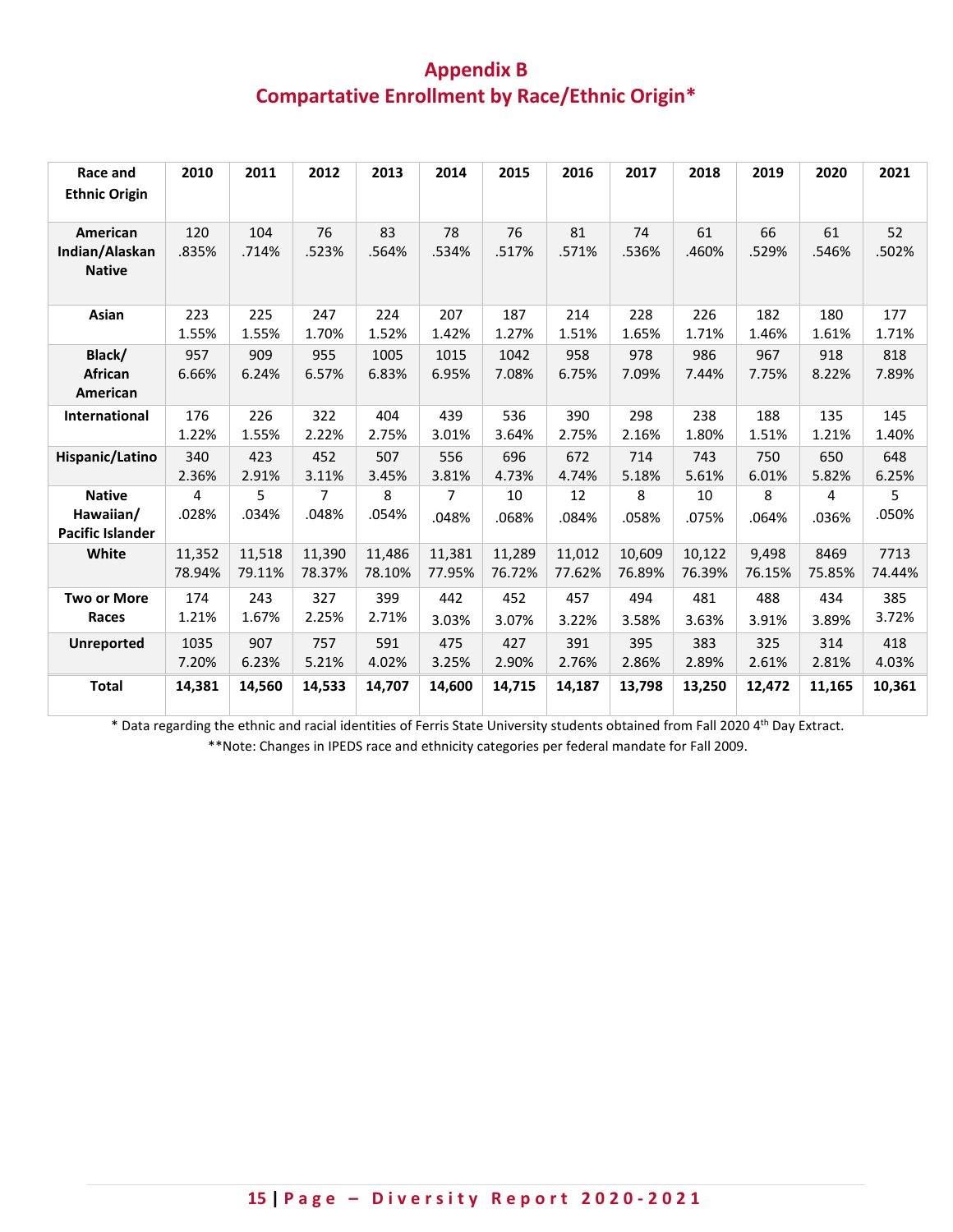## Appendix B
## Compartative Enrollment by Race/Ethnic Origin*

| Race and Ethnic Origin | 2010 | 2011 | 2012 | 2013 | 2014 | 2015 | 2016 | 2017 | 2018 | 2019 | 2020 | 2021 |
|---|---|---|---|---|---|---|---|---|---|---|---|---|
| **American Indian/Alaskan Native** | 120 .835% | 104 .714% | 76 .523% | 83 .564% | 78 .534% | 76 .517% | 81 .571% | 74 .536% | 61 .460% | 66 .529% | 61 .546% | 52 .502% |
| **Asian** | 223 1.55% | 225 1.55% | 247 1.70% | 224 1.52% | 207 1.42% | 187 1.27% | 214 1.51% | 228 1.65% | 226 1.71% | 182 1.46% | 180 1.61% | 177 1.71% |
| **Black/ African American** | 957 6.66% | 909 6.24% | 955 6.57% | 1005 6.83% | 1015 6.95% | 1042 7.08% | 958 6.75% | 978 7.09% | 986 7.44% | 967 7.75% | 918 8.22% | 818 7.89% |
| **International** | 176 1.22% | 226 1.55% | 322 2.22% | 404 2.75% | 439 3.01% | 536 3.64% | 390 2.75% | 298 2.16% | 238 1.80% | 188 1.51% | 135 1.21% | 145 1.40% |
| **Hispanic/Latino** | 340 2.36% | 423 2.91% | 452 3.11% | 507 3.45% | 556 3.81% | 696 4.73% | 672 4.74% | 714 5.18% | 743 5.61% | 750 6.01% | 650 5.82% | 648 6.25% |
| **Native Hawaiian/ Pacific Islander** | 4 .028% | 5 .034% | 7 .048% | 8 .054% | 7 .048% | 10 .068% | 12 .084% | 8 .058% | 10 .075% | 8 .064% | 4 .036% | 5 .050% |
| **White** | 11,352 78.94% | 11,518 79.11% | 11,390 78.37% | 11,486 78.10% | 11,381 77.95% | 11,289 76.72% | 11,012 77.62% | 10,609 76.89% | 10,122 76.39% | 9,498 76.15% | 8469 75.85% | 7713 74.44% |
| **Two or More Races** | 174 1.21% | 243 1.67% | 327 2.25% | 399 2.71% | 442 3.03% | 452 3.07% | 457 3.22% | 494 3.58% | 481 3.63% | 488 3.91% | 434 3.89% | 385 3.72% |
| **Unreported** | 1035 7.20% | 907 6.23% | 757 5.21% | 591 4.02% | 475 3.25% | 427 2.90% | 391 2.76% | 395 2.86% | 383 2.89% | 325 2.61% | 314 2.81% | 418 4.03% |
| **Total** | **14,381** | **14,560** | **14,533** | **14,707** | **14,600** | **14,715** | **14,187** | **13,798** | **13,250** | **12,472** | **11,165** | **10,361** |

* Data regarding the ethnic and racial identities of Ferris State University students obtained from Fall 2020 4th Day Extract.

**Note: Changes in IPEDS race and ethnicity categories per federal mandate for Fall 2009.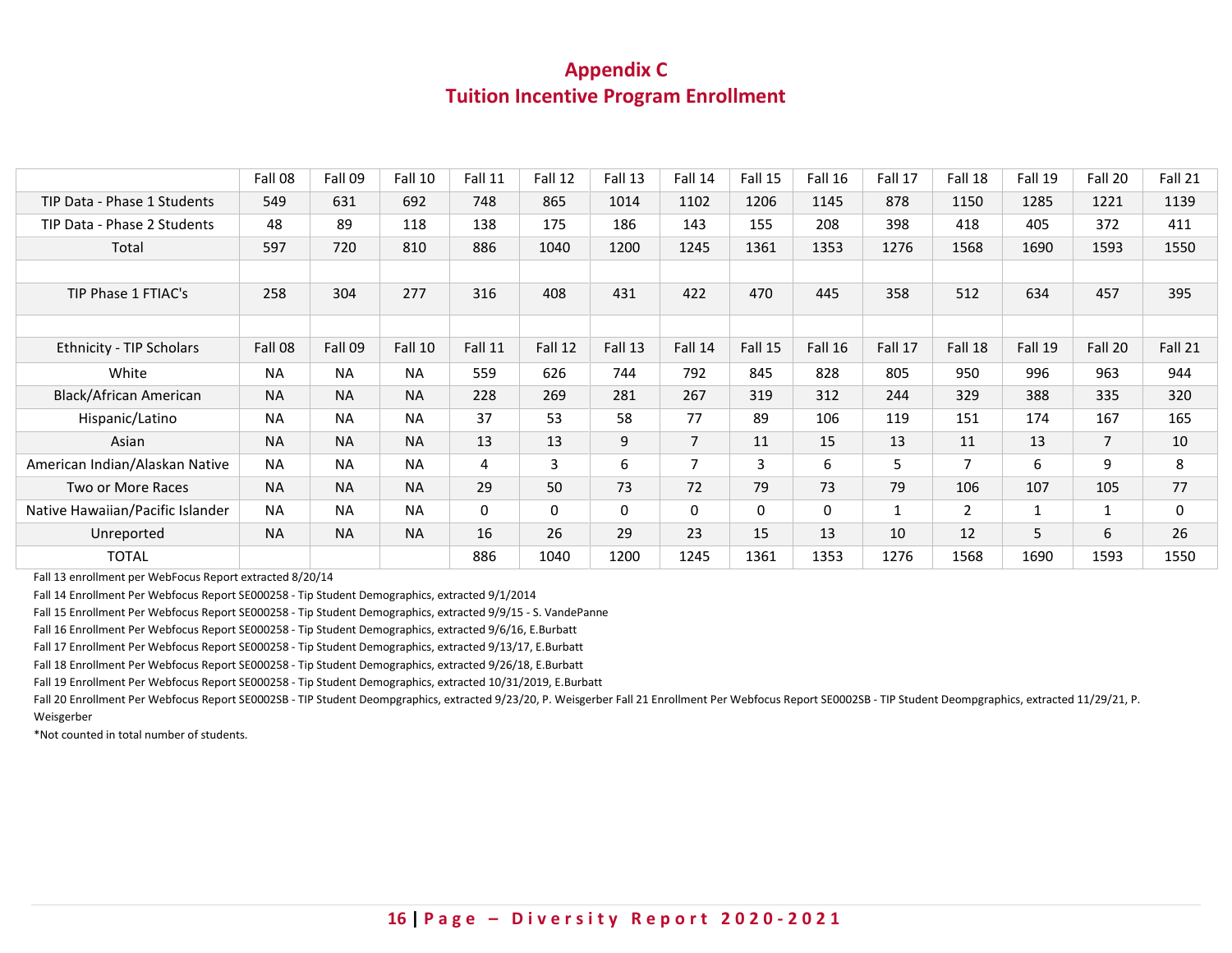# Appendix C
## Tuition Incentive Program Enrollment

| | Fall 08 | Fall 09 | Fall 10 | Fall 11 | Fall 12 | Fall 13 | Fall 14 | Fall 15 | Fall 16 | Fall 17 | Fall 18 | Fall 19 | Fall 20 | Fall 21 |
|---|---|---|---|---|---|---|---|---|---|---|---|---|---|---|
| TIP Data - Phase 1 Students | 549 | 631 | 692 | 748 | 865 | 1014 | 1102 | 1206 | 1145 | 878 | 1150 | 1285 | 1221 | 1139 |
| TIP Data - Phase 2 Students | 48 | 89 | 118 | 138 | 175 | 186 | 143 | 155 | 208 | 398 | 418 | 405 | 372 | 411 |
| Total | 597 | 720 | 810 | 886 | 1040 | 1200 | 1245 | 1361 | 1353 | 1276 | 1568 | 1690 | 1593 | 1550 |
| | | | | | | | | | | | | | | |
| TIP Phase 1 FTIAC's | 258 | 304 | 277 | 316 | 408 | 431 | 422 | 470 | 445 | 358 | 512 | 634 | 457 | 395 |
| | | | | | | | | | | | | | | |
| Ethnicity - TIP Scholars | Fall 08 | Fall 09 | Fall 10 | Fall 11 | Fall 12 | Fall 13 | Fall 14 | Fall 15 | Fall 16 | Fall 17 | Fall 18 | Fall 19 | Fall 20 | Fall 21 |
| White | NA | NA | NA | 559 | 626 | 744 | 792 | 845 | 828 | 805 | 950 | 996 | 963 | 944 |
| Black/African American | NA | NA | NA | 228 | 269 | 281 | 267 | 319 | 312 | 244 | 329 | 388 | 335 | 320 |
| Hispanic/Latino | NA | NA | NA | 37 | 53 | 58 | 77 | 89 | 106 | 119 | 151 | 174 | 167 | 165 |
| Asian | NA | NA | NA | 13 | 13 | 9 | 7 | 11 | 15 | 13 | 11 | 13 | 7 | 10 |
| American Indian/Alaskan Native | NA | NA | NA | 4 | 3 | 6 | 7 | 3 | 6 | 5 | 7 | 6 | 9 | 8 |
| Two or More Races | NA | NA | NA | 29 | 50 | 73 | 72 | 79 | 73 | 79 | 106 | 107 | 105 | 77 |
| Native Hawaiian/Pacific Islander | NA | NA | NA | 0 | 0 | 0 | 0 | 0 | 0 | 1 | 2 | 1 | 1 | 0 |
| Unreported | NA | NA | NA | 16 | 26 | 29 | 23 | 15 | 13 | 10 | 12 | 5 | 6 | 26 |
| TOTAL | | | | 886 | 1040 | 1200 | 1245 | 1361 | 1353 | 1276 | 1568 | 1690 | 1593 | 1550 |

Fall 13 enrollment per WebFocus Report extracted 8/20/14

Fall 14 Enrollment Per Webfocus Report SE000258 - Tip Student Demographics, extracted 9/1/2014

Fall 15 Enrollment Per Webfocus Report SE000258 - Tip Student Demographics, extracted 9/9/15 - S. VandePanne

Fall 16 Enrollment Per Webfocus Report SE000258 - Tip Student Demographics, extracted 9/6/16, E.Burbatt

Fall 17 Enrollment Per Webfocus Report SE000258 - Tip Student Demographics, extracted 9/13/17, E.Burbatt

Fall 18 Enrollment Per Webfocus Report SE000258 - Tip Student Demographics, extracted 9/26/18, E.Burbatt

Fall 19 Enrollment Per Webfocus Report SE000258 - Tip Student Demographics, extracted 10/31/2019, E.Burbatt

Fall 20 Enrollment Per Webfocus Report SE0002SB - TIP Student Deompgraphics, extracted 9/23/20, P. Weisgerber Fall 21 Enrollment Per Webfocus Report SE0002SB - TIP Student Deompgraphics, extracted 11/29/21, P. Weisgerber

*Not counted in total number of students.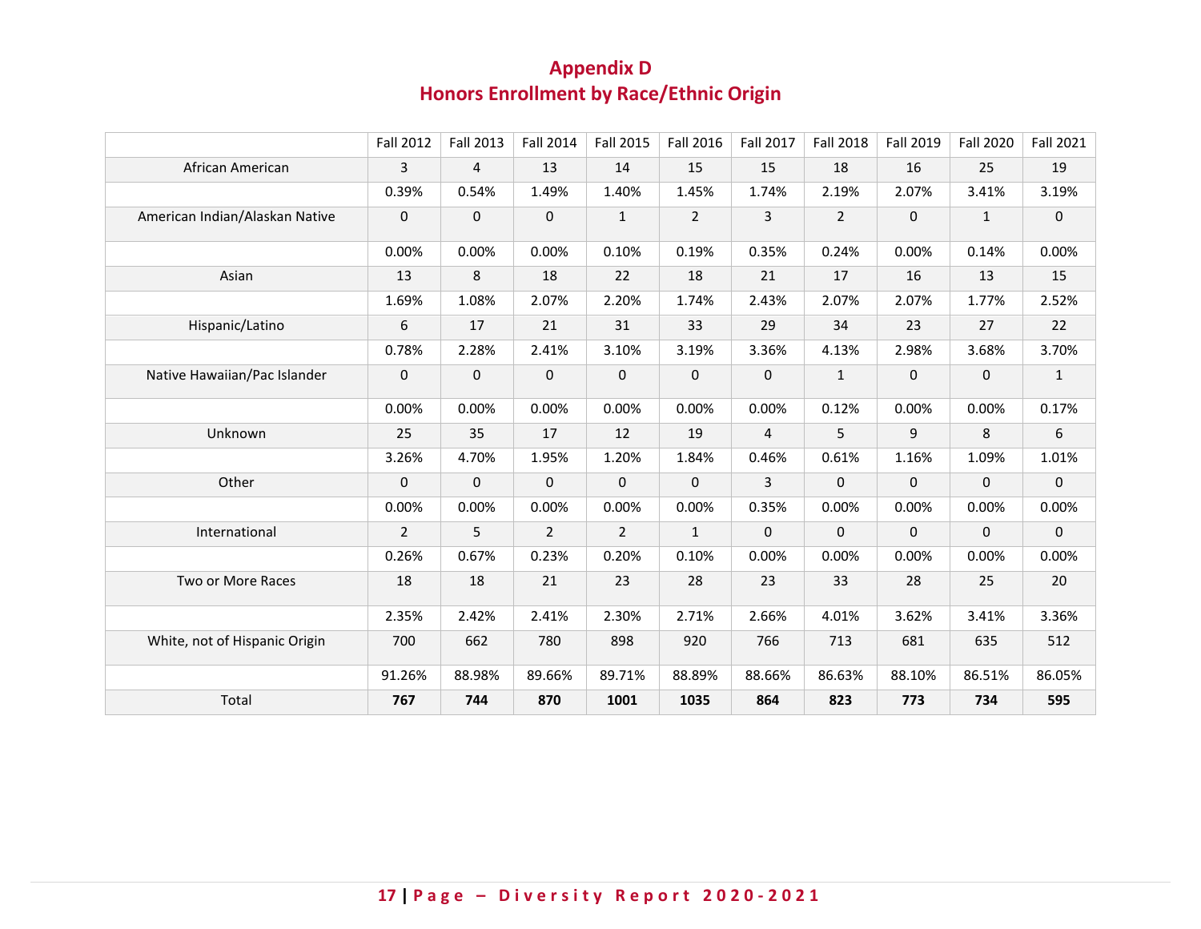## Appendix D
## Honors Enrollment by Race/Ethnic Origin

| | Fall 2012 | Fall 2013 | Fall 2014 | Fall 2015 | Fall 2016 | Fall 2017 | Fall 2018 | Fall 2019 | Fall 2020 | Fall 2021 |
|---|---|---|---|---|---|---|---|---|---|---|
| African American | 3 | 4 | 13 | 14 | 15 | 15 | 18 | 16 | 25 | 19 |
| | 0.39% | 0.54% | 1.49% | 1.40% | 1.45% | 1.74% | 2.19% | 2.07% | 3.41% | 3.19% |
| American Indian/Alaskan Native | 0 | 0 | 0 | 1 | 2 | 3 | 2 | 0 | 1 | 0 |
| | 0.00% | 0.00% | 0.00% | 0.10% | 0.19% | 0.35% | 0.24% | 0.00% | 0.14% | 0.00% |
| Asian | 13 | 8 | 18 | 22 | 18 | 21 | 17 | 16 | 13 | 15 |
| | 1.69% | 1.08% | 2.07% | 2.20% | 1.74% | 2.43% | 2.07% | 2.07% | 1.77% | 2.52% |
| Hispanic/Latino | 6 | 17 | 21 | 31 | 33 | 29 | 34 | 23 | 27 | 22 |
| | 0.78% | 2.28% | 2.41% | 3.10% | 3.19% | 3.36% | 4.13% | 2.98% | 3.68% | 3.70% |
| Native Hawaiian/Pac Islander | 0 | 0 | 0 | 0 | 0 | 0 | 1 | 0 | 0 | 1 |
| | 0.00% | 0.00% | 0.00% | 0.00% | 0.00% | 0.00% | 0.12% | 0.00% | 0.00% | 0.17% |
| Unknown | 25 | 35 | 17 | 12 | 19 | 4 | 5 | 9 | 8 | 6 |
| | 3.26% | 4.70% | 1.95% | 1.20% | 1.84% | 0.46% | 0.61% | 1.16% | 1.09% | 1.01% |
| Other | 0 | 0 | 0 | 0 | 0 | 3 | 0 | 0 | 0 | 0 |
| | 0.00% | 0.00% | 0.00% | 0.00% | 0.00% | 0.35% | 0.00% | 0.00% | 0.00% | 0.00% |
| International | 2 | 5 | 2 | 2 | 1 | 0 | 0 | 0 | 0 | 0 |
| | 0.26% | 0.67% | 0.23% | 0.20% | 0.10% | 0.00% | 0.00% | 0.00% | 0.00% | 0.00% |
| Two or More Races | 18 | 18 | 21 | 23 | 28 | 23 | 33 | 28 | 25 | 20 |
| | 2.35% | 2.42% | 2.41% | 2.30% | 2.71% | 2.66% | 4.01% | 3.62% | 3.41% | 3.36% |
| White, not of Hispanic Origin | 700 | 662 | 780 | 898 | 920 | 766 | 713 | 681 | 635 | 512 |
| | 91.26% | 88.98% | 89.66% | 89.71% | 88.89% | 88.66% | 86.63% | 88.10% | 86.51% | 86.05% |
| Total | **767** | **744** | **870** | **1001** | **1035** | **864** | **823** | **773** | **734** | **595** |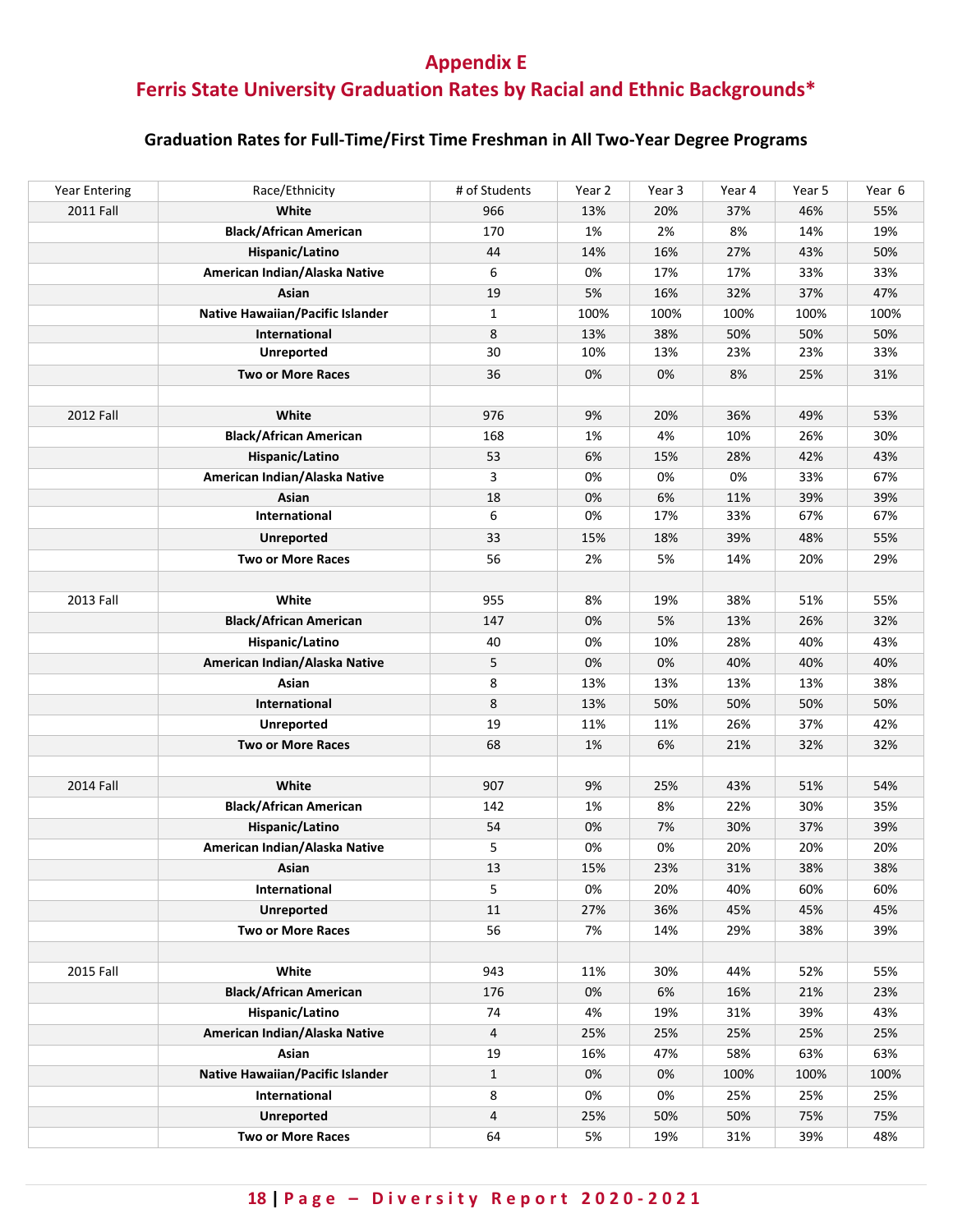# Appendix E

# Ferris State University Graduation Rates by Racial and Ethnic Backgrounds*

### Graduation Rates for Full-Time/First Time Freshman in All Two-Year Degree Programs

| Year Entering | Race/Ethnicity | # of Students | Year 2 | Year 3 | Year 4 | Year 5 | Year 6 |
|---|---|---|---|---|---|---|---|
| 2011 Fall | **White** | 966 | 13% | 20% | 37% | 46% | 55% |
| | **Black/African American** | 170 | 1% | 2% | 8% | 14% | 19% |
| | **Hispanic/Latino** | 44 | 14% | 16% | 27% | 43% | 50% |
| | **American Indian/Alaska Native** | 6 | 0% | 17% | 17% | 33% | 33% |
| | **Asian** | 19 | 5% | 16% | 32% | 37% | 47% |
| | **Native Hawaiian/Pacific Islander** | 1 | 100% | 100% | 100% | 100% | 100% |
| | **International** | 8 | 13% | 38% | 50% | 50% | 50% |
| | **Unreported** | 30 | 10% | 13% | 23% | 23% | 33% |
| | **Two or More Races** | 36 | 0% | 0% | 8% | 25% | 31% |
| | | | | | | | |
| 2012 Fall | **White** | 976 | 9% | 20% | 36% | 49% | 53% |
| | **Black/African American** | 168 | 1% | 4% | 10% | 26% | 30% |
| | **Hispanic/Latino** | 53 | 6% | 15% | 28% | 42% | 43% |
| | **American Indian/Alaska Native** | 3 | 0% | 0% | 0% | 33% | 67% |
| | **Asian** | 18 | 0% | 6% | 11% | 39% | 39% |
| | **International** | 6 | 0% | 17% | 33% | 67% | 67% |
| | **Unreported** | 33 | 15% | 18% | 39% | 48% | 55% |
| | **Two or More Races** | 56 | 2% | 5% | 14% | 20% | 29% |
| | | | | | | | |
| 2013 Fall | **White** | 955 | 8% | 19% | 38% | 51% | 55% |
| | **Black/African American** | 147 | 0% | 5% | 13% | 26% | 32% |
| | **Hispanic/Latino** | 40 | 0% | 10% | 28% | 40% | 43% |
| | **American Indian/Alaska Native** | 5 | 0% | 0% | 40% | 40% | 40% |
| | **Asian** | 8 | 13% | 13% | 13% | 13% | 38% |
| | **International** | 8 | 13% | 50% | 50% | 50% | 50% |
| | **Unreported** | 19 | 11% | 11% | 26% | 37% | 42% |
| | **Two or More Races** | 68 | 1% | 6% | 21% | 32% | 32% |
| | | | | | | | |
| 2014 Fall | **White** | 907 | 9% | 25% | 43% | 51% | 54% |
| | **Black/African American** | 142 | 1% | 8% | 22% | 30% | 35% |
| | **Hispanic/Latino** | 54 | 0% | 7% | 30% | 37% | 39% |
| | **American Indian/Alaska Native** | 5 | 0% | 0% | 20% | 20% | 20% |
| | **Asian** | 13 | 15% | 23% | 31% | 38% | 38% |
| | **International** | 5 | 0% | 20% | 40% | 60% | 60% |
| | **Unreported** | 11 | 27% | 36% | 45% | 45% | 45% |
| | **Two or More Races** | 56 | 7% | 14% | 29% | 38% | 39% |
| | | | | | | | |
| 2015 Fall | **White** | 943 | 11% | 30% | 44% | 52% | 55% |
| | **Black/African American** | 176 | 0% | 6% | 16% | 21% | 23% |
| | **Hispanic/Latino** | 74 | 4% | 19% | 31% | 39% | 43% |
| | **American Indian/Alaska Native** | 4 | 25% | 25% | 25% | 25% | 25% |
| | **Asian** | 19 | 16% | 47% | 58% | 63% | 63% |
| | **Native Hawaiian/Pacific Islander** | 1 | 0% | 0% | 100% | 100% | 100% |
| | **International** | 8 | 0% | 0% | 25% | 25% | 25% |
| | **Unreported** | 4 | 25% | 50% | 50% | 75% | 75% |
| | **Two or More Races** | 64 | 5% | 19% | 31% | 39% | 48% |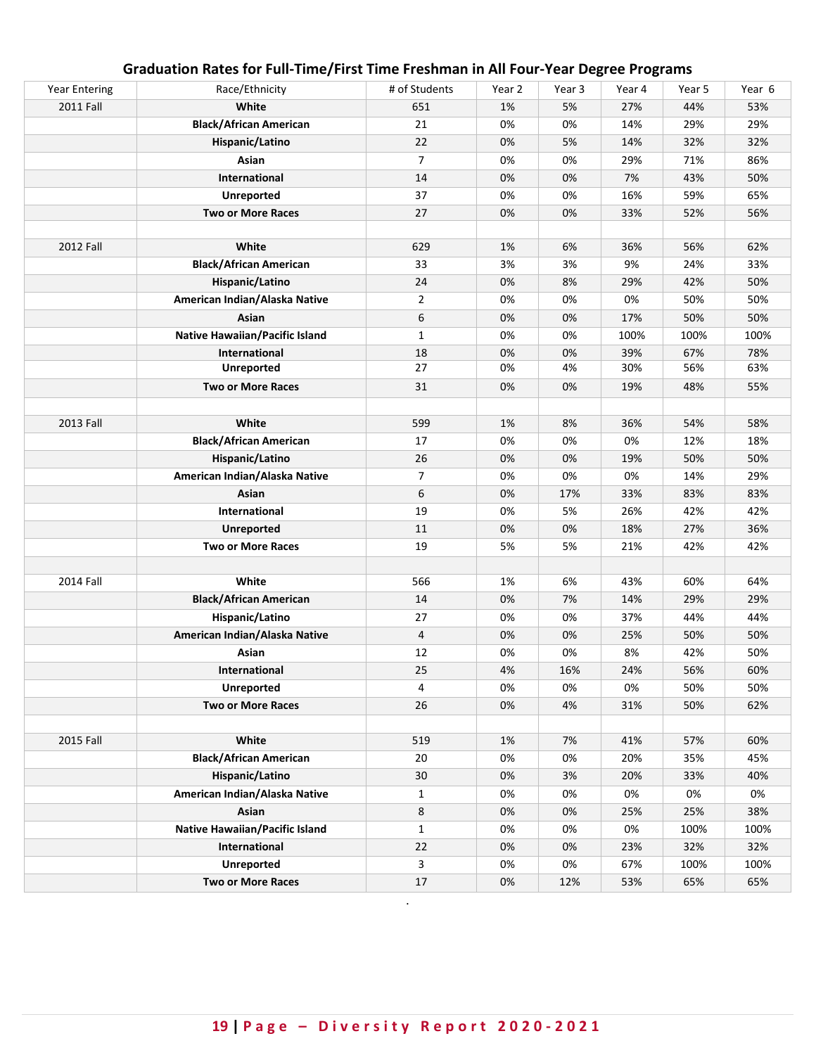## Graduation Rates for Full-Time/First Time Freshman in All Four-Year Degree Programs

| Year Entering | Race/Ethnicity | # of Students | Year 2 | Year 3 | Year 4 | Year 5 | Year 6 |
|---|---|---|---|---|---|---|---|
| 2011 Fall | **White** | 651 | 1% | 5% | 27% | 44% | 53% |
| | **Black/African American** | 21 | 0% | 0% | 14% | 29% | 29% |
| | **Hispanic/Latino** | 22 | 0% | 5% | 14% | 32% | 32% |
| | **Asian** | 7 | 0% | 0% | 29% | 71% | 86% |
| | **International** | 14 | 0% | 0% | 7% | 43% | 50% |
| | **Unreported** | 37 | 0% | 0% | 16% | 59% | 65% |
| | **Two or More Races** | 27 | 0% | 0% | 33% | 52% | 56% |
| | | | | | | | |
| 2012 Fall | **White** | 629 | 1% | 6% | 36% | 56% | 62% |
| | **Black/African American** | 33 | 3% | 3% | 9% | 24% | 33% |
| | **Hispanic/Latino** | 24 | 0% | 8% | 29% | 42% | 50% |
| | **American Indian/Alaska Native** | 2 | 0% | 0% | 0% | 50% | 50% |
| | **Asian** | 6 | 0% | 0% | 17% | 50% | 50% |
| | **Native Hawaiian/Pacific Island** | 1 | 0% | 0% | 100% | 100% | 100% |
| | **International** | 18 | 0% | 0% | 39% | 67% | 78% |
| | **Unreported** | 27 | 0% | 4% | 30% | 56% | 63% |
| | **Two or More Races** | 31 | 0% | 0% | 19% | 48% | 55% |
| | | | | | | | |
| 2013 Fall | **White** | 599 | 1% | 8% | 36% | 54% | 58% |
| | **Black/African American** | 17 | 0% | 0% | 0% | 12% | 18% |
| | **Hispanic/Latino** | 26 | 0% | 0% | 19% | 50% | 50% |
| | **American Indian/Alaska Native** | 7 | 0% | 0% | 0% | 14% | 29% |
| | **Asian** | 6 | 0% | 17% | 33% | 83% | 83% |
| | **International** | 19 | 0% | 5% | 26% | 42% | 42% |
| | **Unreported** | 11 | 0% | 0% | 18% | 27% | 36% |
| | **Two or More Races** | 19 | 5% | 5% | 21% | 42% | 42% |
| | | | | | | | |
| 2014 Fall | **White** | 566 | 1% | 6% | 43% | 60% | 64% |
| | **Black/African American** | 14 | 0% | 7% | 14% | 29% | 29% |
| | **Hispanic/Latino** | 27 | 0% | 0% | 37% | 44% | 44% |
| | **American Indian/Alaska Native** | 4 | 0% | 0% | 25% | 50% | 50% |
| | **Asian** | 12 | 0% | 0% | 8% | 42% | 50% |
| | **International** | 25 | 4% | 16% | 24% | 56% | 60% |
| | **Unreported** | 4 | 0% | 0% | 0% | 50% | 50% |
| | **Two or More Races** | 26 | 0% | 4% | 31% | 50% | 62% |
| | | | | | | | |
| 2015 Fall | **White** | 519 | 1% | 7% | 41% | 57% | 60% |
| | **Black/African American** | 20 | 0% | 0% | 20% | 35% | 45% |
| | **Hispanic/Latino** | 30 | 0% | 3% | 20% | 33% | 40% |
| | **American Indian/Alaska Native** | 1 | 0% | 0% | 0% | 0% | 0% |
| | **Asian** | 8 | 0% | 0% | 25% | 25% | 38% |
| | **Native Hawaiian/Pacific Island** | 1 | 0% | 0% | 0% | 100% | 100% |
| | **International** | 22 | 0% | 0% | 23% | 32% | 32% |
| | **Unreported** | 3 | 0% | 0% | 67% | 100% | 100% |
| | **Two or More Races** | 17 | 0% | 12% | 53% | 65% | 65% |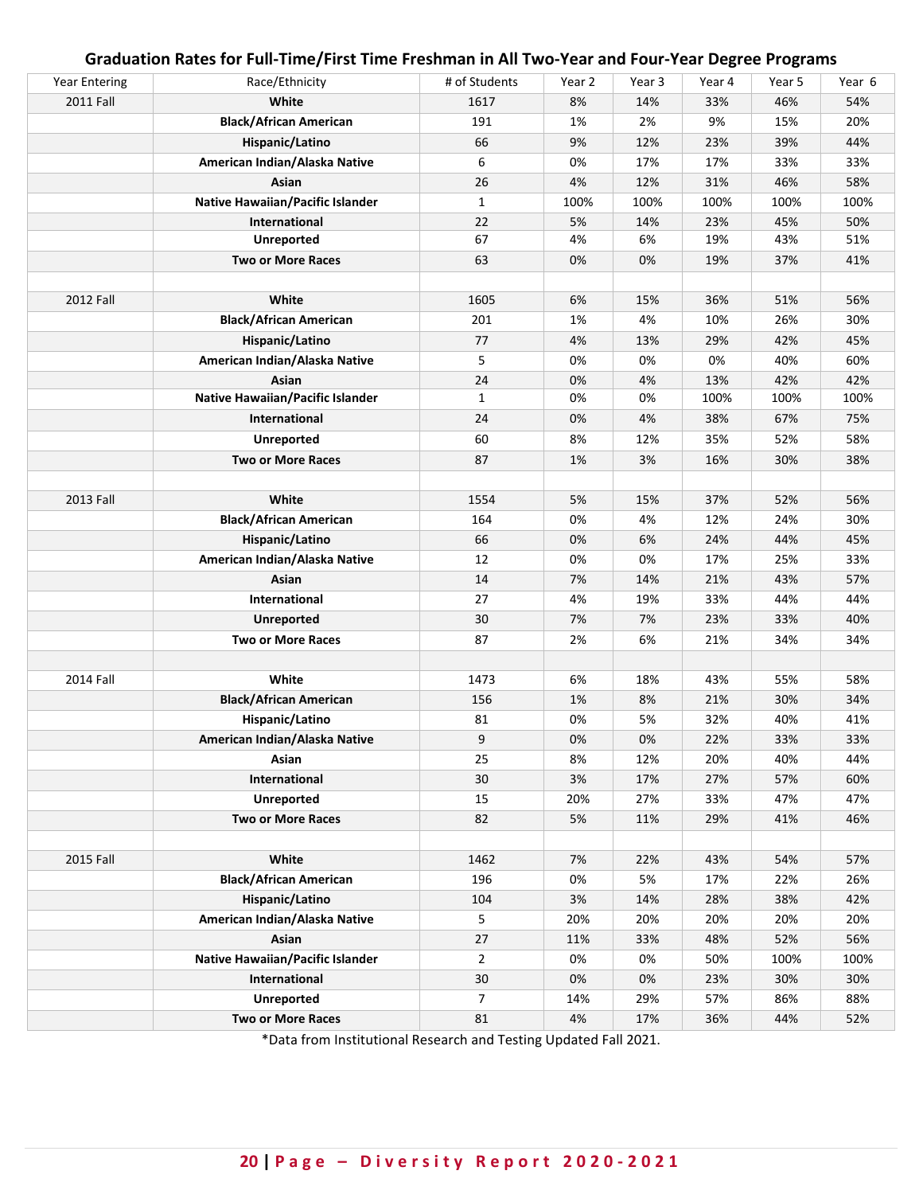## Graduation Rates for Full-Time/First Time Freshman in All Two-Year and Four-Year Degree Programs

| Year Entering | Race/Ethnicity | # of Students | Year 2 | Year 3 | Year 4 | Year 5 | Year 6 |
|---|---|---|---|---|---|---|---|
| 2011 Fall | **White** | 1617 | 8% | 14% | 33% | 46% | 54% |
| | **Black/African American** | 191 | 1% | 2% | 9% | 15% | 20% |
| | **Hispanic/Latino** | 66 | 9% | 12% | 23% | 39% | 44% |
| | **American Indian/Alaska Native** | 6 | 0% | 17% | 17% | 33% | 33% |
| | **Asian** | 26 | 4% | 12% | 31% | 46% | 58% |
| | **Native Hawaiian/Pacific Islander** | 1 | 100% | 100% | 100% | 100% | 100% |
| | **International** | 22 | 5% | 14% | 23% | 45% | 50% |
| | **Unreported** | 67 | 4% | 6% | 19% | 43% | 51% |
| | **Two or More Races** | 63 | 0% | 0% | 19% | 37% | 41% |
| | | | | | | | |
| 2012 Fall | **White** | 1605 | 6% | 15% | 36% | 51% | 56% |
| | **Black/African American** | 201 | 1% | 4% | 10% | 26% | 30% |
| | **Hispanic/Latino** | 77 | 4% | 13% | 29% | 42% | 45% |
| | **American Indian/Alaska Native** | 5 | 0% | 0% | 0% | 40% | 60% |
| | **Asian** | 24 | 0% | 4% | 13% | 42% | 42% |
| | **Native Hawaiian/Pacific Islander** | 1 | 0% | 0% | 100% | 100% | 100% |
| | **International** | 24 | 0% | 4% | 38% | 67% | 75% |
| | **Unreported** | 60 | 8% | 12% | 35% | 52% | 58% |
| | **Two or More Races** | 87 | 1% | 3% | 16% | 30% | 38% |
| | | | | | | | |
| 2013 Fall | **White** | 1554 | 5% | 15% | 37% | 52% | 56% |
| | **Black/African American** | 164 | 0% | 4% | 12% | 24% | 30% |
| | **Hispanic/Latino** | 66 | 0% | 6% | 24% | 44% | 45% |
| | **American Indian/Alaska Native** | 12 | 0% | 0% | 17% | 25% | 33% |
| | **Asian** | 14 | 7% | 14% | 21% | 43% | 57% |
| | **International** | 27 | 4% | 19% | 33% | 44% | 44% |
| | **Unreported** | 30 | 7% | 7% | 23% | 33% | 40% |
| | **Two or More Races** | 87 | 2% | 6% | 21% | 34% | 34% |
| | | | | | | | |
| 2014 Fall | **White** | 1473 | 6% | 18% | 43% | 55% | 58% |
| | **Black/African American** | 156 | 1% | 8% | 21% | 30% | 34% |
| | **Hispanic/Latino** | 81 | 0% | 5% | 32% | 40% | 41% |
| | **American Indian/Alaska Native** | 9 | 0% | 0% | 22% | 33% | 33% |
| | **Asian** | 25 | 8% | 12% | 20% | 40% | 44% |
| | **International** | 30 | 3% | 17% | 27% | 57% | 60% |
| | **Unreported** | 15 | 20% | 27% | 33% | 47% | 47% |
| | **Two or More Races** | 82 | 5% | 11% | 29% | 41% | 46% |
| | | | | | | | |
| 2015 Fall | **White** | 1462 | 7% | 22% | 43% | 54% | 57% |
| | **Black/African American** | 196 | 0% | 5% | 17% | 22% | 26% |
| | **Hispanic/Latino** | 104 | 3% | 14% | 28% | 38% | 42% |
| | **American Indian/Alaska Native** | 5 | 20% | 20% | 20% | 20% | 20% |
| | **Asian** | 27 | 11% | 33% | 48% | 52% | 56% |
| | **Native Hawaiian/Pacific Islander** | 2 | 0% | 0% | 50% | 100% | 100% |
| | **International** | 30 | 0% | 0% | 23% | 30% | 30% |
| | **Unreported** | 7 | 14% | 29% | 57% | 86% | 88% |
| | **Two or More Races** | 81 | 4% | 17% | 36% | 44% | 52% |

*Data from Institutional Research and Testing Updated Fall 2021.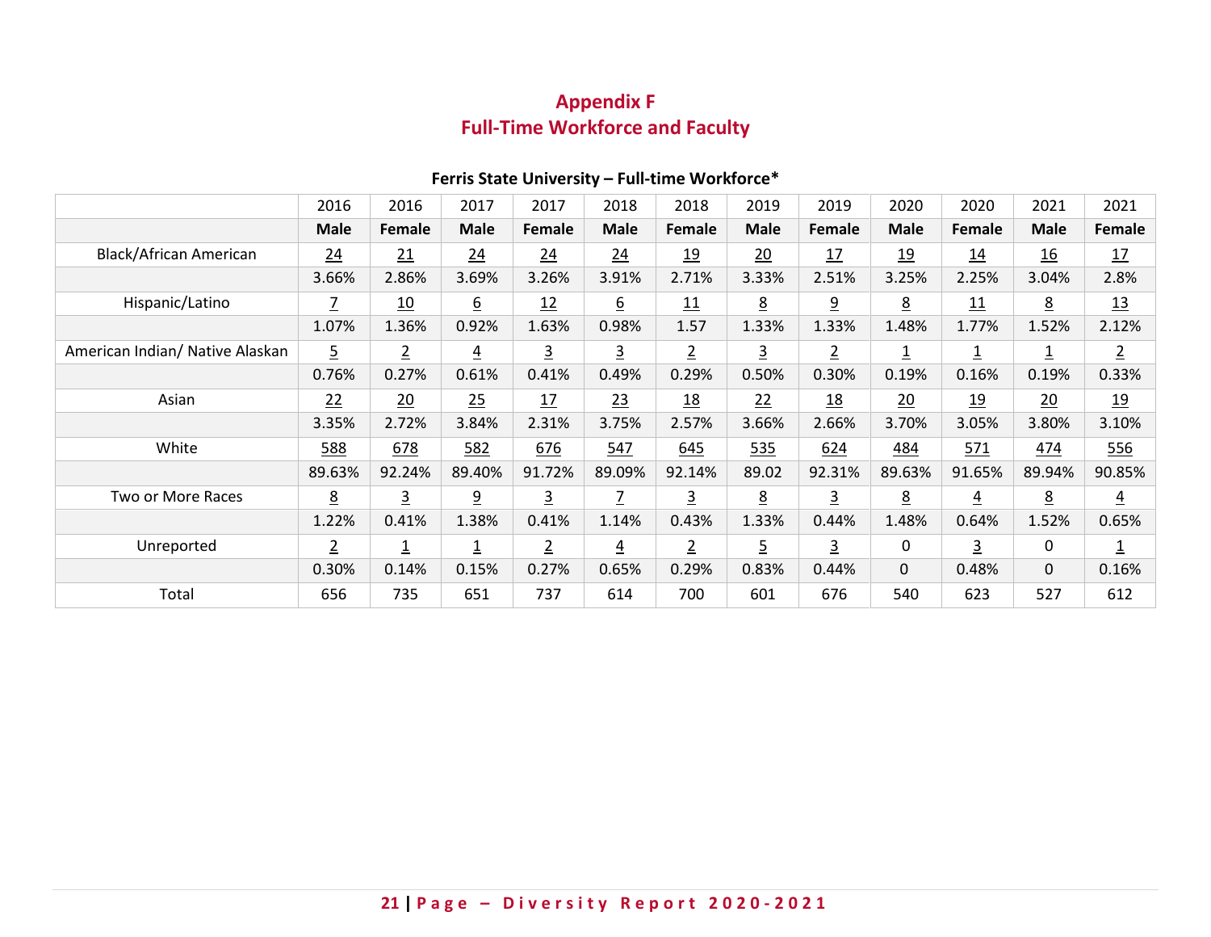# Appendix F
# Full-Time Workforce and Faculty

**Ferris State University – Full-time Workforce***

| | 2016 | 2016 | 2017 | 2017 | 2018 | 2018 | 2019 | 2019 | 2020 | 2020 | 2021 | 2021 |
|---|---|---|---|---|---|---|---|---|---|---|---|---|
| | **Male** | **Female** | **Male** | **Female** | **Male** | **Female** | **Male** | **Female** | **Male** | **Female** | **Male** | **Female** |
| Black/African American | 24 | 21 | 24 | 24 | 24 | 19 | 20 | 17 | 19 | 14 | 16 | 17 |
| | 3.66% | 2.86% | 3.69% | 3.26% | 3.91% | 2.71% | 3.33% | 2.51% | 3.25% | 2.25% | 3.04% | 2.8% |
| Hispanic/Latino | 7 | 10 | 6 | 12 | 6 | 11 | 8 | 9 | 8 | 11 | 8 | 13 |
| | 1.07% | 1.36% | 0.92% | 1.63% | 0.98% | 1.57 | 1.33% | 1.33% | 1.48% | 1.77% | 1.52% | 2.12% |
| American Indian/ Native Alaskan | 5 | 2 | 4 | 3 | 3 | 2 | 3 | 2 | 1 | 1 | 1 | 2 |
| | 0.76% | 0.27% | 0.61% | 0.41% | 0.49% | 0.29% | 0.50% | 0.30% | 0.19% | 0.16% | 0.19% | 0.33% |
| Asian | 22 | 20 | 25 | 17 | 23 | 18 | 22 | 18 | 20 | 19 | 20 | 19 |
| | 3.35% | 2.72% | 3.84% | 2.31% | 3.75% | 2.57% | 3.66% | 2.66% | 3.70% | 3.05% | 3.80% | 3.10% |
| White | 588 | 678 | 582 | 676 | 547 | 645 | 535 | 624 | 484 | 571 | 474 | 556 |
| | 89.63% | 92.24% | 89.40% | 91.72% | 89.09% | 92.14% | 89.02 | 92.31% | 89.63% | 91.65% | 89.94% | 90.85% |
| Two or More Races | 8 | 3 | 9 | 3 | 7 | 3 | 8 | 3 | 8 | 4 | 8 | 4 |
| | 1.22% | 0.41% | 1.38% | 0.41% | 1.14% | 0.43% | 1.33% | 0.44% | 1.48% | 0.64% | 1.52% | 0.65% |
| Unreported | 2 | 1 | 1 | 2 | 4 | 2 | 5 | 3 | 0 | 3 | 0 | 1 |
| | 0.30% | 0.14% | 0.15% | 0.27% | 0.65% | 0.29% | 0.83% | 0.44% | 0 | 0.48% | 0 | 0.16% |
| Total | 656 | 735 | 651 | 737 | 614 | 700 | 601 | 676 | 540 | 623 | 527 | 612 |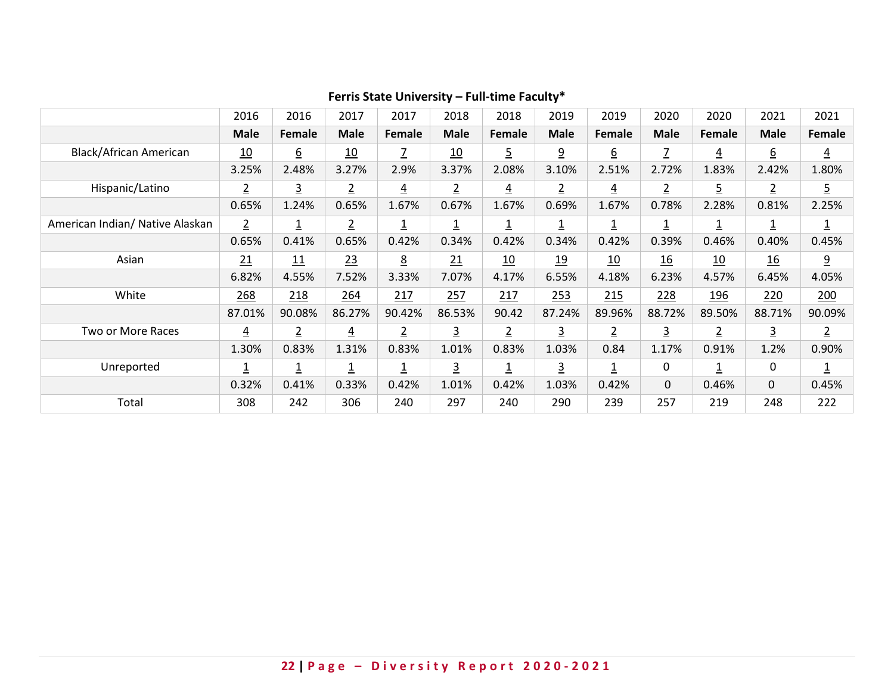**Ferris State University – Full-time Faculty***

| | 2016 | 2016 | 2017 | 2017 | 2018 | 2018 | 2019 | 2019 | 2020 | 2020 | 2021 | 2021 |
|---|---|---|---|---|---|---|---|---|---|---|---|---|
| | **Male** | **Female** | **Male** | **Female** | **Male** | **Female** | **Male** | **Female** | **Male** | **Female** | **Male** | **Female** |
| Black/African American | 10 | 6 | 10 | 7 | 10 | 5 | 9 | 6 | 7 | 4 | 6 | 4 |
| | 3.25% | 2.48% | 3.27% | 2.9% | 3.37% | 2.08% | 3.10% | 2.51% | 2.72% | 1.83% | 2.42% | 1.80% |
| Hispanic/Latino | 2 | 3 | 2 | 4 | 2 | 4 | 2 | 4 | 2 | 5 | 2 | 5 |
| | 0.65% | 1.24% | 0.65% | 1.67% | 0.67% | 1.67% | 0.69% | 1.67% | 0.78% | 2.28% | 0.81% | 2.25% |
| American Indian/ Native Alaskan | 2 | 1 | 2 | 1 | 1 | 1 | 1 | 1 | 1 | 1 | 1 | 1 |
| | 0.65% | 0.41% | 0.65% | 0.42% | 0.34% | 0.42% | 0.34% | 0.42% | 0.39% | 0.46% | 0.40% | 0.45% |
| Asian | 21 | 11 | 23 | 8 | 21 | 10 | 19 | 10 | 16 | 10 | 16 | 9 |
| | 6.82% | 4.55% | 7.52% | 3.33% | 7.07% | 4.17% | 6.55% | 4.18% | 6.23% | 4.57% | 6.45% | 4.05% |
| White | 268 | 218 | 264 | 217 | 257 | 217 | 253 | 215 | 228 | 196 | 220 | 200 |
| | 87.01% | 90.08% | 86.27% | 90.42% | 86.53% | 90.42 | 87.24% | 89.96% | 88.72% | 89.50% | 88.71% | 90.09% |
| Two or More Races | 4 | 2 | 4 | 2 | 3 | 2 | 3 | 2 | 3 | 2 | 3 | 2 |
| | 1.30% | 0.83% | 1.31% | 0.83% | 1.01% | 0.83% | 1.03% | 0.84 | 1.17% | 0.91% | 1.2% | 0.90% |
| Unreported | 1 | 1 | 1 | 1 | 3 | 1 | 3 | 1 | 0 | 1 | 0 | 1 |
| | 0.32% | 0.41% | 0.33% | 0.42% | 1.01% | 0.42% | 1.03% | 0.42% | 0 | 0.46% | 0 | 0.45% |
| Total | 308 | 242 | 306 | 240 | 297 | 240 | 290 | 239 | 257 | 219 | 248 | 222 |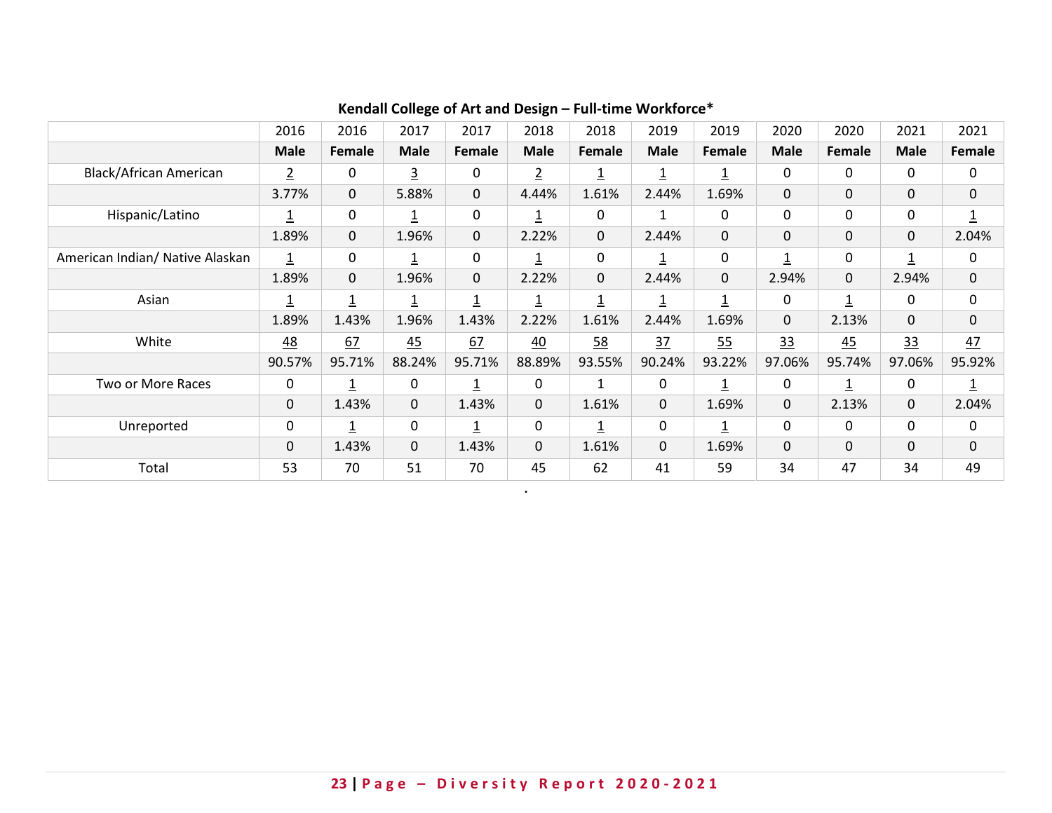**Kendall College of Art and Design – Full-time Workforce***

| | 2016 | 2016 | 2017 | 2017 | 2018 | 2018 | 2019 | 2019 | 2020 | 2020 | 2021 | 2021 |
|---|---|---|---|---|---|---|---|---|---|---|---|---|
| | **Male** | **Female** | **Male** | **Female** | **Male** | **Female** | **Male** | **Female** | **Male** | **Female** | **Male** | **Female** |
| Black/African American | 2 | 0 | 3 | 0 | 2 | 1 | 1 | 1 | 0 | 0 | 0 | 0 |
| | 3.77% | 0 | 5.88% | 0 | 4.44% | 1.61% | 2.44% | 1.69% | 0 | 0 | 0 | 0 |
| Hispanic/Latino | 1 | 0 | 1 | 0 | 1 | 0 | 1 | 0 | 0 | 0 | 0 | 1 |
| | 1.89% | 0 | 1.96% | 0 | 2.22% | 0 | 2.44% | 0 | 0 | 0 | 0 | 2.04% |
| American Indian/ Native Alaskan | 1 | 0 | 1 | 0 | 1 | 0 | 1 | 0 | 1 | 0 | 1 | 0 |
| | 1.89% | 0 | 1.96% | 0 | 2.22% | 0 | 2.44% | 0 | 2.94% | 0 | 2.94% | 0 |
| Asian | 1 | 1 | 1 | 1 | 1 | 1 | 1 | 1 | 0 | 1 | 0 | 0 |
| | 1.89% | 1.43% | 1.96% | 1.43% | 2.22% | 1.61% | 2.44% | 1.69% | 0 | 2.13% | 0 | 0 |
| White | 48 | 67 | 45 | 67 | 40 | 58 | 37 | 55 | 33 | 45 | 33 | 47 |
| | 90.57% | 95.71% | 88.24% | 95.71% | 88.89% | 93.55% | 90.24% | 93.22% | 97.06% | 95.74% | 97.06% | 95.92% |
| Two or More Races | 0 | 1 | 0 | 1 | 0 | 1 | 0 | 1 | 0 | 1 | 0 | 1 |
| | 0 | 1.43% | 0 | 1.43% | 0 | 1.61% | 0 | 1.69% | 0 | 2.13% | 0 | 2.04% |
| Unreported | 0 | 1 | 0 | 1 | 0 | 1 | 0 | 1 | 0 | 0 | 0 | 0 |
| | 0 | 1.43% | 0 | 1.43% | 0 | 1.61% | 0 | 1.69% | 0 | 0 | 0 | 0 |
| Total | 53 | 70 | 51 | 70 | 45 | 62 | 41 | 59 | 34 | 47 | 34 | 49 |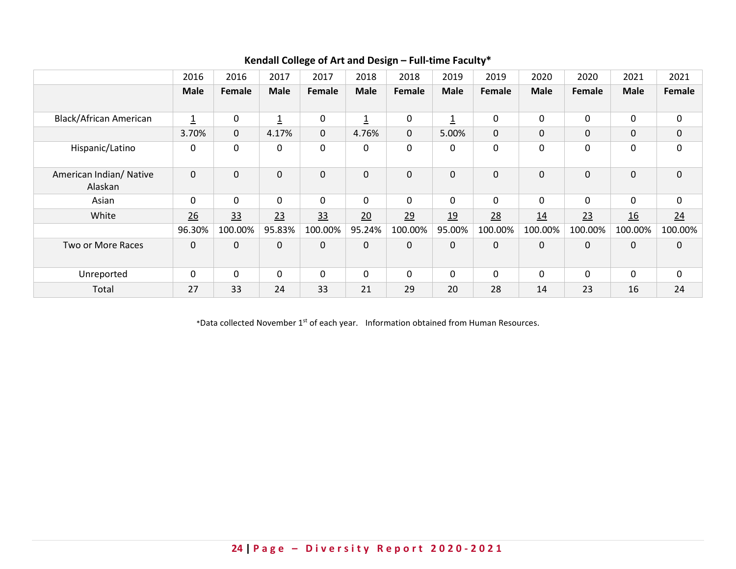**Kendall College of Art and Design – Full-time Faculty***

| | 2016 | 2016 | 2017 | 2017 | 2018 | 2018 | 2019 | 2019 | 2020 | 2020 | 2021 | 2021 |
|---|---|---|---|---|---|---|---|---|---|---|---|---|
| | **Male** | **Female** | **Male** | **Female** | **Male** | **Female** | **Male** | **Female** | **Male** | **Female** | **Male** | **Female** |
| Black/African American | 1 | 0 | 1 | 0 | 1 | 0 | 1 | 0 | 0 | 0 | 0 | 0 |
| | 3.70% | 0 | 4.17% | 0 | 4.76% | 0 | 5.00% | 0 | 0 | 0 | 0 | 0 |
| Hispanic/Latino | 0 | 0 | 0 | 0 | 0 | 0 | 0 | 0 | 0 | 0 | 0 | 0 |
| American Indian/ Native Alaskan | 0 | 0 | 0 | 0 | 0 | 0 | 0 | 0 | 0 | 0 | 0 | 0 |
| Asian | 0 | 0 | 0 | 0 | 0 | 0 | 0 | 0 | 0 | 0 | 0 | 0 |
| White | 26 | 33 | 23 | 33 | 20 | 29 | 19 | 28 | 14 | 23 | 16 | 24 |
| | 96.30% | 100.00% | 95.83% | 100.00% | 95.24% | 100.00% | 95.00% | 100.00% | 100.00% | 100.00% | 100.00% | 100.00% |
| Two or More Races | 0 | 0 | 0 | 0 | 0 | 0 | 0 | 0 | 0 | 0 | 0 | 0 |
| Unreported | 0 | 0 | 0 | 0 | 0 | 0 | 0 | 0 | 0 | 0 | 0 | 0 |
| Total | 27 | 33 | 24 | 33 | 21 | 29 | 20 | 28 | 14 | 23 | 16 | 24 |

*Data collected November 1st of each year. Information obtained from Human Resources.